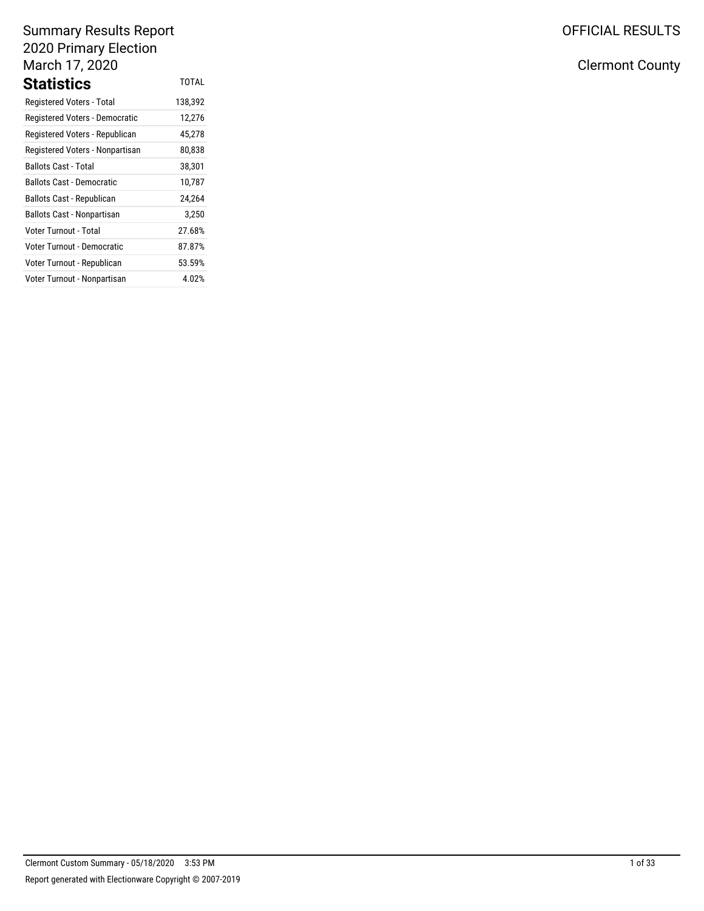# Summary Results Report
## 2020 Primary Election
## March 17, 2020

OFFICIAL RESULTS

Clermont County

## Statistics

| | TOTAL |
|---|---|
| Registered Voters - Total | 138,392 |
| Registered Voters - Democratic | 12,276 |
| Registered Voters - Republican | 45,278 |
| Registered Voters - Nonpartisan | 80,838 |
| Ballots Cast - Total | 38,301 |
| Ballots Cast - Democratic | 10,787 |
| Ballots Cast - Republican | 24,264 |
| Ballots Cast - Nonpartisan | 3,250 |
| Voter Turnout - Total | 27.68% |
| Voter Turnout - Democratic | 87.87% |
| Voter Turnout - Republican | 53.59% |
| Voter Turnout - Nonpartisan | 4.02% |

Clermont Custom Summary - 05/18/2020 3:53 PM

Report generated with Electionware Copyright © 2007-2019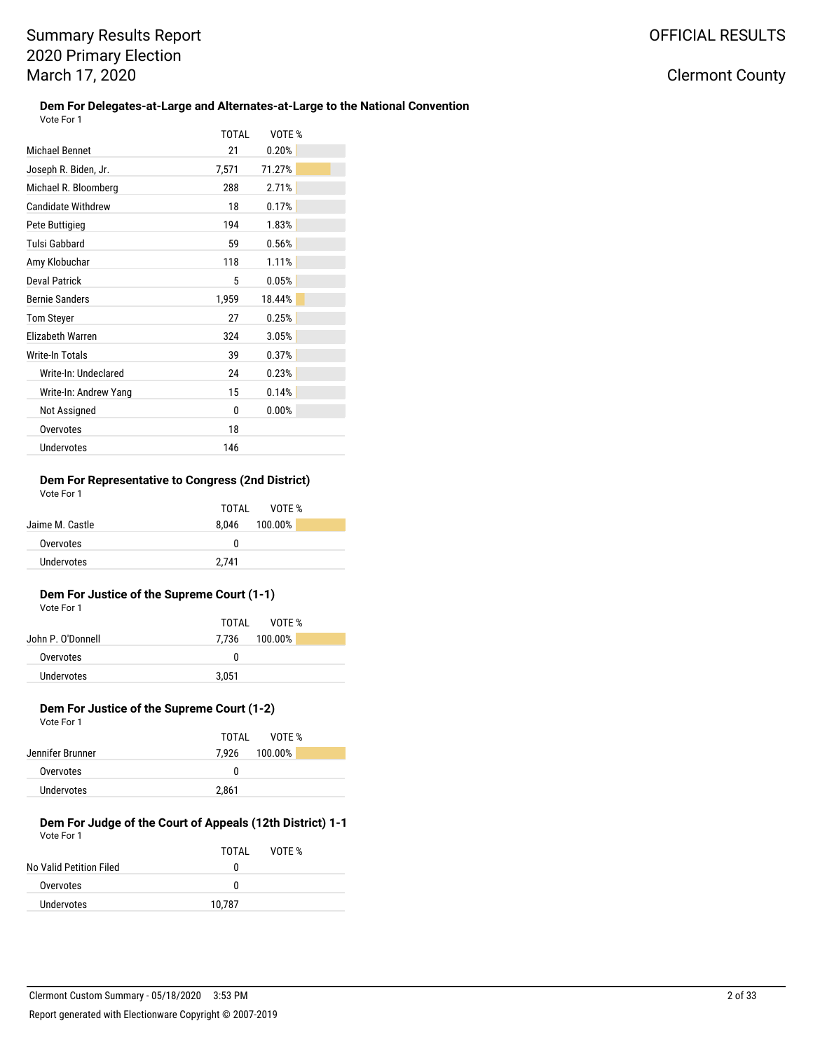# Summary Results Report
# 2020 Primary Election
# March 17, 2020

OFFICIAL RESULTS

Clermont County

### Dem For Delegates-at-Large and Alternates-at-Large to the National Convention

Vote For 1

| | TOTAL | VOTE % |
|---|---|---|
| Michael Bennet | 21 | 0.20% |
| Joseph R. Biden, Jr. | 7,571 | 71.27% |
| Michael R. Bloomberg | 288 | 2.71% |
| Candidate Withdrew | 18 | 0.17% |
| Pete Buttigieg | 194 | 1.83% |
| Tulsi Gabbard | 59 | 0.56% |
| Amy Klobuchar | 118 | 1.11% |
| Deval Patrick | 5 | 0.05% |
| Bernie Sanders | 1,959 | 18.44% |
| Tom Steyer | 27 | 0.25% |
| Elizabeth Warren | 324 | 3.05% |
| Write-In Totals | 39 | 0.37% |
| Write-In: Undeclared | 24 | 0.23% |
| Write-In: Andrew Yang | 15 | 0.14% |
| Not Assigned | 0 | 0.00% |
| Overvotes | 18 | |
| Undervotes | 146 | |

### Dem For Representative to Congress (2nd District)

Vote For 1

| | TOTAL | VOTE % |
|---|---|---|
| Jaime M. Castle | 8,046 | 100.00% |
| Overvotes | 0 | |
| Undervotes | 2,741 | |

### Dem For Justice of the Supreme Court (1-1)

Vote For 1

| | TOTAL | VOTE % |
|---|---|---|
| John P. O'Donnell | 7,736 | 100.00% |
| Overvotes | 0 | |
| Undervotes | 3,051 | |

### Dem For Justice of the Supreme Court (1-2)

Vote For 1

| | TOTAL | VOTE % |
|---|---|---|
| Jennifer Brunner | 7,926 | 100.00% |
| Overvotes | 0 | |
| Undervotes | 2,861 | |

### Dem For Judge of the Court of Appeals (12th District) 1-1

Vote For 1

| | TOTAL | VOTE % |
|---|---|---|
| No Valid Petition Filed | 0 | |
| Overvotes | 0 | |
| Undervotes | 10,787 | |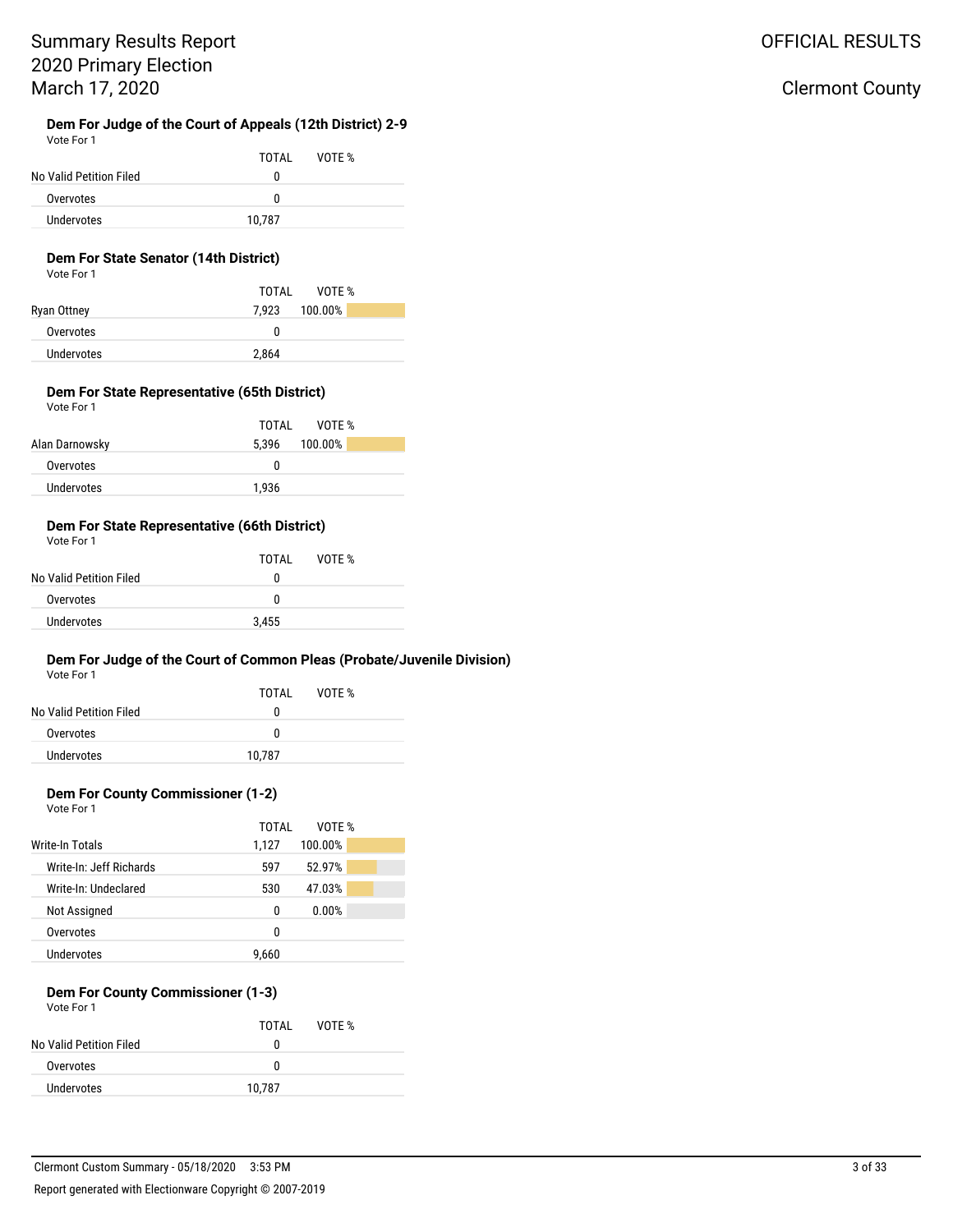# Summary Results Report
## 2020 Primary Election
## March 17, 2020

OFFICIAL RESULTS

Clermont County

### Dem For Judge of the Court of Appeals (12th District) 2-9

Vote For 1

| | TOTAL | VOTE % |
|---|---|---|
| No Valid Petition Filed | 0 | |
| Overvotes | 0 | |
| Undervotes | 10,787 | |

### Dem For State Senator (14th District)

Vote For 1

| | TOTAL | VOTE % |
|---|---|---|
| Ryan Ottney | 7,923 | 100.00% |
| Overvotes | 0 | |
| Undervotes | 2,864 | |

### Dem For State Representative (65th District)

Vote For 1

| | TOTAL | VOTE % |
|---|---|---|
| Alan Darnowsky | 5,396 | 100.00% |
| Overvotes | 0 | |
| Undervotes | 1,936 | |

### Dem For State Representative (66th District)

Vote For 1

| | TOTAL | VOTE % |
|---|---|---|
| No Valid Petition Filed | 0 | |
| Overvotes | 0 | |
| Undervotes | 3,455 | |

### Dem For Judge of the Court of Common Pleas (Probate/Juvenile Division)

Vote For 1

| | TOTAL | VOTE % |
|---|---|---|
| No Valid Petition Filed | 0 | |
| Overvotes | 0 | |
| Undervotes | 10,787 | |

### Dem For County Commissioner (1-2)

Vote For 1

| | TOTAL | VOTE % |
|---|---|---|
| Write-In Totals | 1,127 | 100.00% |
| Write-In: Jeff Richards | 597 | 52.97% |
| Write-In: Undeclared | 530 | 47.03% |
| Not Assigned | 0 | 0.00% |
| Overvotes | 0 | |
| Undervotes | 9,660 | |

### Dem For County Commissioner (1-3)

Vote For 1

| | TOTAL | VOTE % |
|---|---|---|
| No Valid Petition Filed | 0 | |
| Overvotes | 0 | |
| Undervotes | 10,787 | |

Clermont Custom Summary - 05/18/2020 3:53 PM

Report generated with Electionware Copyright © 2007-2019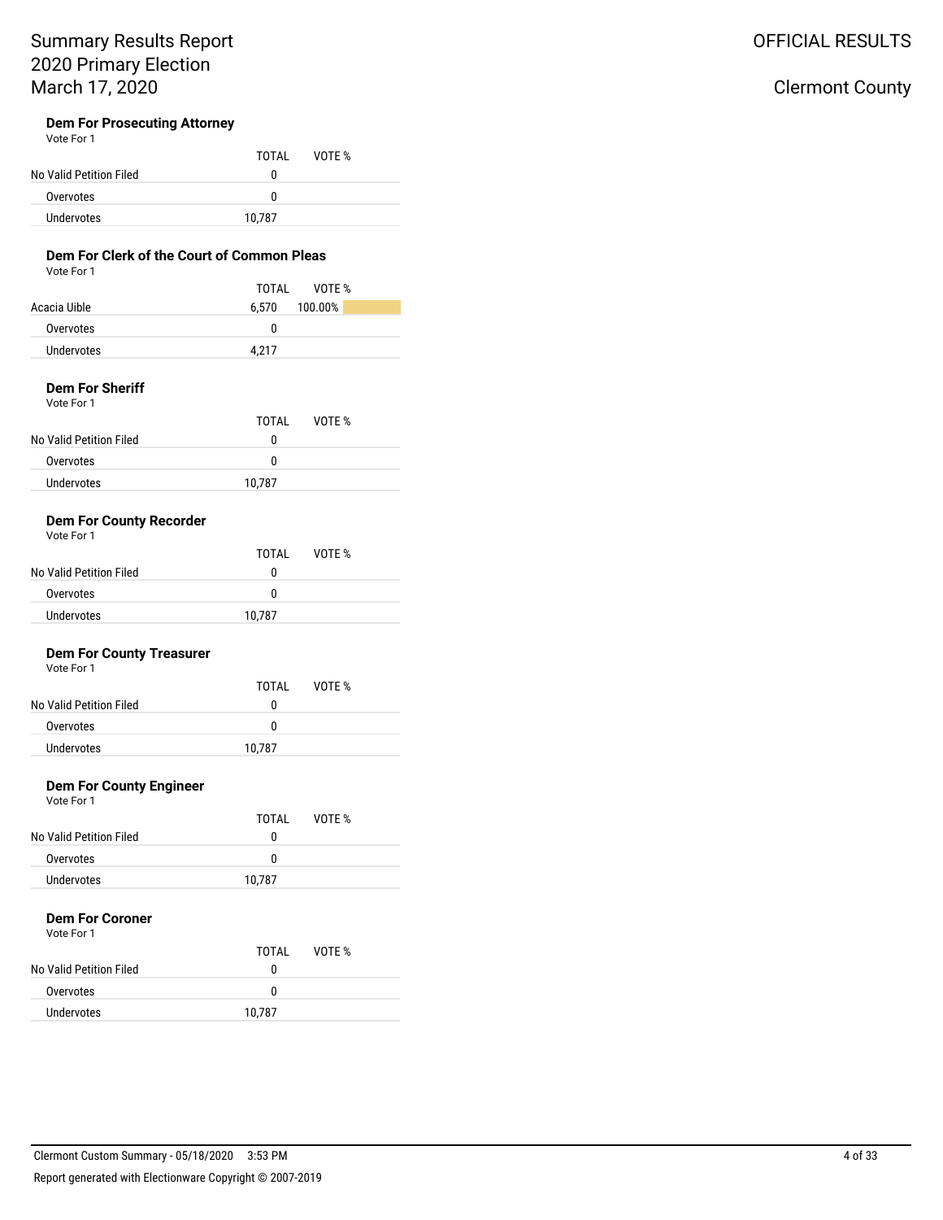Summary Results Report
2020 Primary Election
March 17, 2020

OFFICIAL RESULTS

Clermont County

### Dem For Prosecuting Attorney

Vote For 1

| | TOTAL | VOTE % |
|---|---|---|
| No Valid Petition Filed | 0 | |
| Overvotes | 0 | |
| Undervotes | 10,787 | |

### Dem For Clerk of the Court of Common Pleas

Vote For 1

| | TOTAL | VOTE % |
|---|---|---|
| Acacia Uible | 6,570 | 100.00% |
| Overvotes | 0 | |
| Undervotes | 4,217 | |

### Dem For Sheriff

Vote For 1

| | TOTAL | VOTE % |
|---|---|---|
| No Valid Petition Filed | 0 | |
| Overvotes | 0 | |
| Undervotes | 10,787 | |

### Dem For County Recorder

Vote For 1

| | TOTAL | VOTE % |
|---|---|---|
| No Valid Petition Filed | 0 | |
| Overvotes | 0 | |
| Undervotes | 10,787 | |

### Dem For County Treasurer

Vote For 1

| | TOTAL | VOTE % |
|---|---|---|
| No Valid Petition Filed | 0 | |
| Overvotes | 0 | |
| Undervotes | 10,787 | |

### Dem For County Engineer

Vote For 1

| | TOTAL | VOTE % |
|---|---|---|
| No Valid Petition Filed | 0 | |
| Overvotes | 0 | |
| Undervotes | 10,787 | |

### Dem For Coroner

Vote For 1

| | TOTAL | VOTE % |
|---|---|---|
| No Valid Petition Filed | 0 | |
| Overvotes | 0 | |
| Undervotes | 10,787 | |

Clermont Custom Summary - 05/18/2020 3:53 PM

Report generated with Electionware Copyright © 2007-2019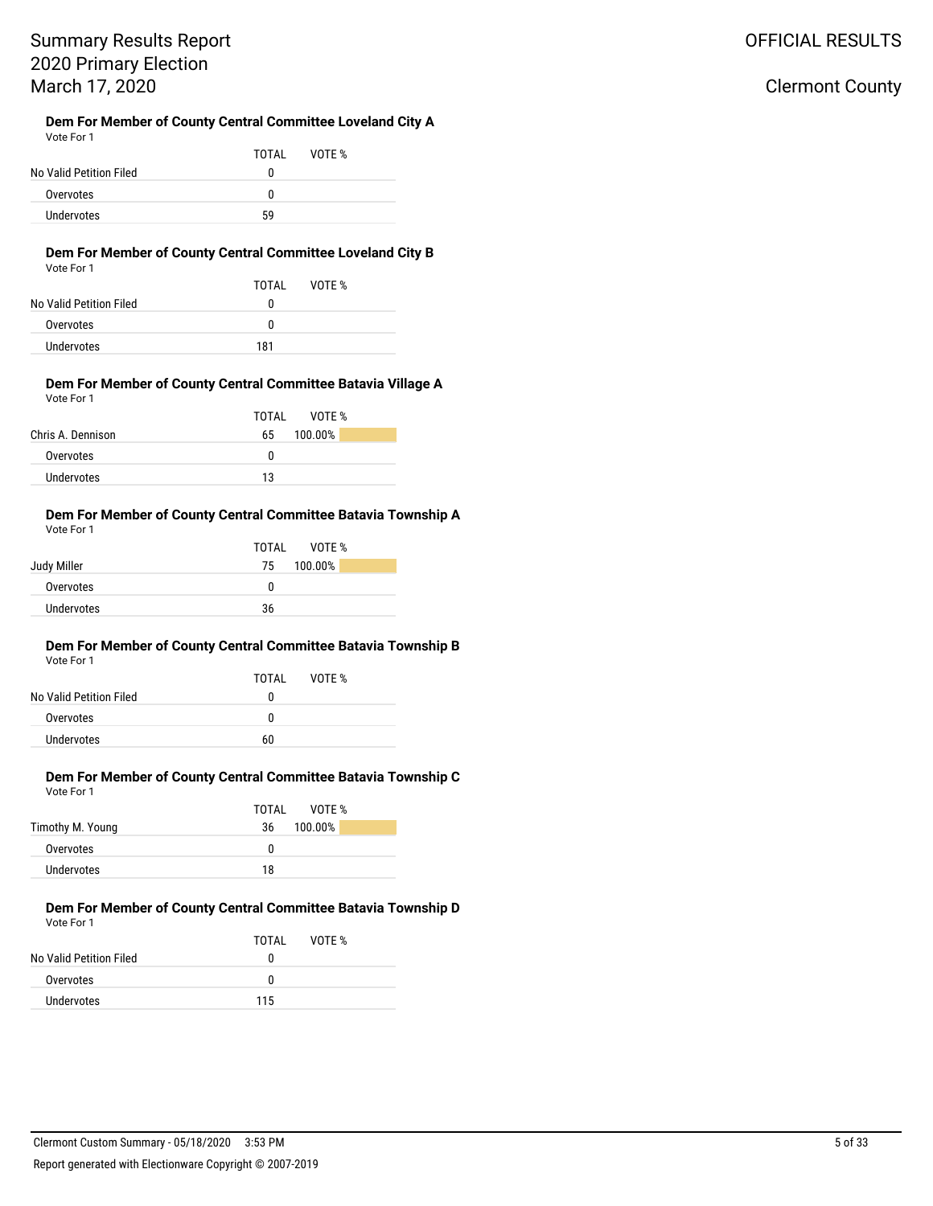# Summary Results Report
# 2020 Primary Election
# March 17, 2020

OFFICIAL RESULTS

Clermont County

### Dem For Member of County Central Committee Loveland City A

Vote For 1

| | TOTAL | VOTE % |
|---|---|---|
| No Valid Petition Filed | 0 | |
| Overvotes | 0 | |
| Undervotes | 59 | |

### Dem For Member of County Central Committee Loveland City B

Vote For 1

| | TOTAL | VOTE % |
|---|---|---|
| No Valid Petition Filed | 0 | |
| Overvotes | 0 | |
| Undervotes | 181 | |

### Dem For Member of County Central Committee Batavia Village A

Vote For 1

| | TOTAL | VOTE % |
|---|---|---|
| Chris A. Dennison | 65 | 100.00% |
| Overvotes | 0 | |
| Undervotes | 13 | |

### Dem For Member of County Central Committee Batavia Township A

Vote For 1

| | TOTAL | VOTE % |
|---|---|---|
| Judy Miller | 75 | 100.00% |
| Overvotes | 0 | |
| Undervotes | 36 | |

### Dem For Member of County Central Committee Batavia Township B

Vote For 1

| | TOTAL | VOTE % |
|---|---|---|
| No Valid Petition Filed | 0 | |
| Overvotes | 0 | |
| Undervotes | 60 | |

### Dem For Member of County Central Committee Batavia Township C

Vote For 1

| | TOTAL | VOTE % |
|---|---|---|
| Timothy M. Young | 36 | 100.00% |
| Overvotes | 0 | |
| Undervotes | 18 | |

### Dem For Member of County Central Committee Batavia Township D

Vote For 1

| | TOTAL | VOTE % |
|---|---|---|
| No Valid Petition Filed | 0 | |
| Overvotes | 0 | |
| Undervotes | 115 | |

Clermont Custom Summary - 05/18/2020 3:53 PM

Report generated with Electionware Copyright © 2007-2019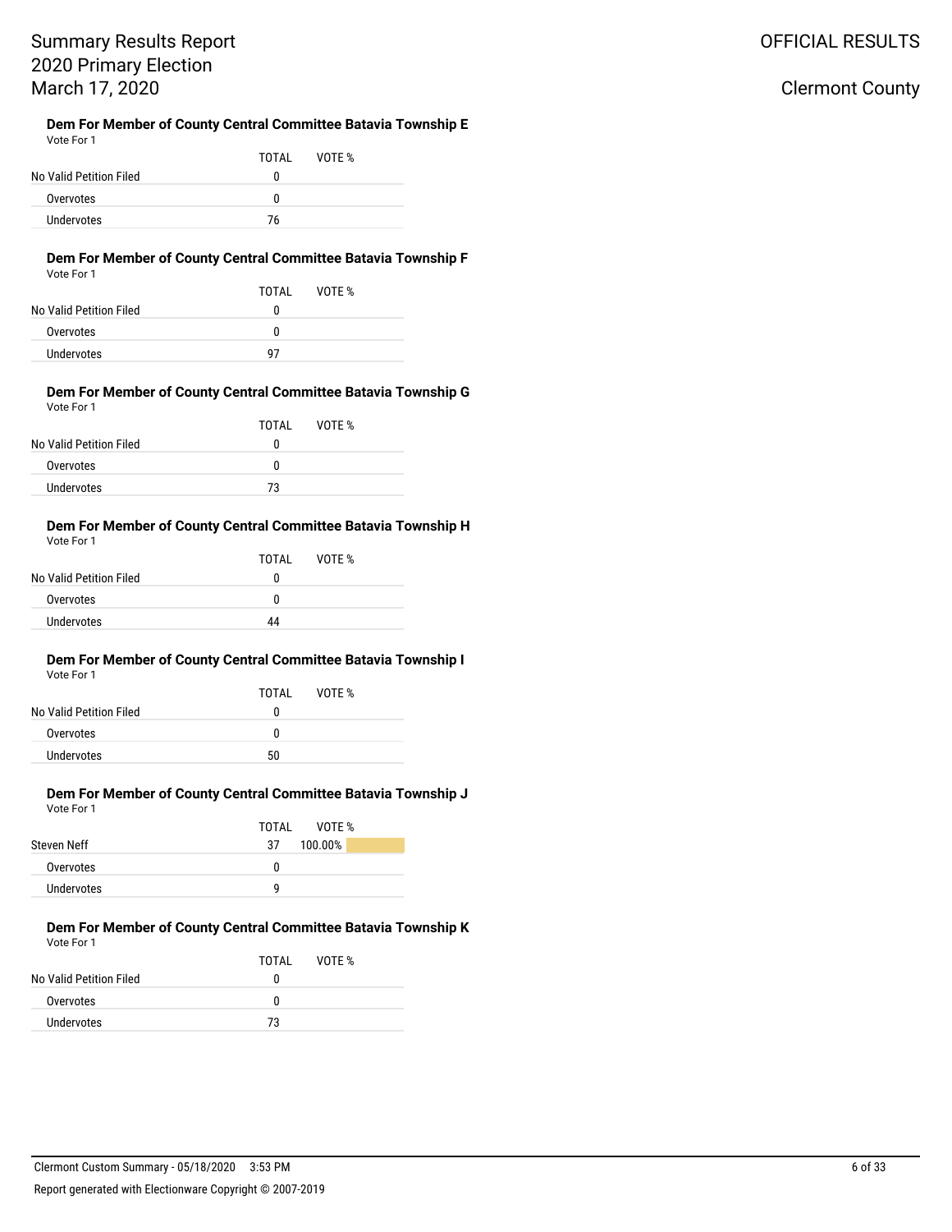#### Dem For Member of County Central Committee Batavia Township E

Vote For 1

| | TOTAL | VOTE % |
|---|---|---|
| No Valid Petition Filed | 0 | |
| Overvotes | 0 | |
| Undervotes | 76 | |

#### Dem For Member of County Central Committee Batavia Township F

Vote For 1

| | TOTAL | VOTE % |
|---|---|---|
| No Valid Petition Filed | 0 | |
| Overvotes | 0 | |
| Undervotes | 97 | |

#### Dem For Member of County Central Committee Batavia Township G

Vote For 1

| | TOTAL | VOTE % |
|---|---|---|
| No Valid Petition Filed | 0 | |
| Overvotes | 0 | |
| Undervotes | 73 | |

#### Dem For Member of County Central Committee Batavia Township H

Vote For 1

| | TOTAL | VOTE % |
|---|---|---|
| No Valid Petition Filed | 0 | |
| Overvotes | 0 | |
| Undervotes | 44 | |

#### Dem For Member of County Central Committee Batavia Township I

Vote For 1

| | TOTAL | VOTE % |
|---|---|---|
| No Valid Petition Filed | 0 | |
| Overvotes | 0 | |
| Undervotes | 50 | |

#### Dem For Member of County Central Committee Batavia Township J

Vote For 1

| | TOTAL | VOTE % |
|---|---|---|
| Steven Neff | 37 | 100.00% |
| Overvotes | 0 | |
| Undervotes | 9 | |

#### Dem For Member of County Central Committee Batavia Township K

Vote For 1

| | TOTAL | VOTE % |
|---|---|---|
| No Valid Petition Filed | 0 | |
| Overvotes | 0 | |
| Undervotes | 73 | |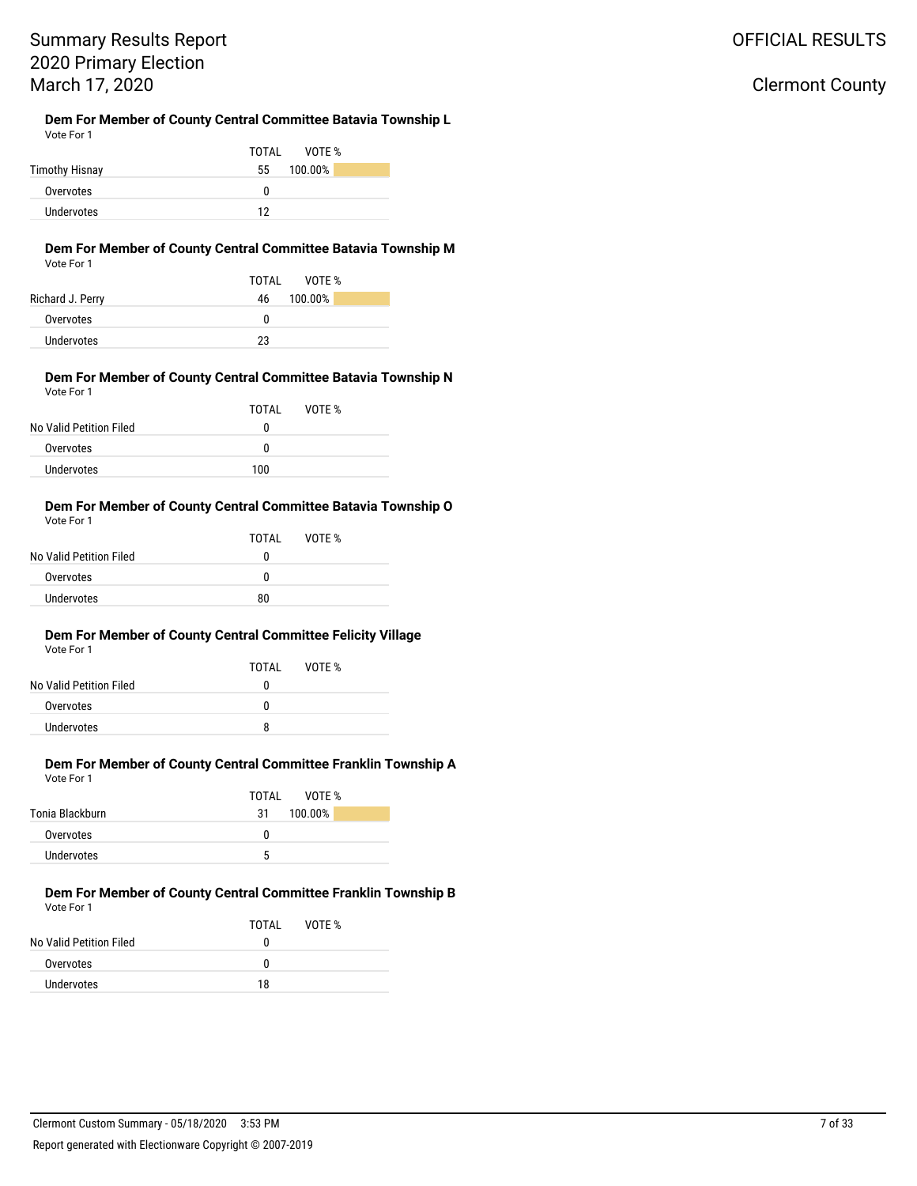### Dem For Member of County Central Committee Batavia Township L

Vote For 1

| | TOTAL | VOTE % |
|---|---|---|
| Timothy Hisnay | 55 | 100.00% |
| Overvotes | 0 | |
| Undervotes | 12 | |

### Dem For Member of County Central Committee Batavia Township M

Vote For 1

| | TOTAL | VOTE % |
|---|---|---|
| Richard J. Perry | 46 | 100.00% |
| Overvotes | 0 | |
| Undervotes | 23 | |

### Dem For Member of County Central Committee Batavia Township N

Vote For 1

| | TOTAL | VOTE % |
|---|---|---|
| No Valid Petition Filed | 0 | |
| Overvotes | 0 | |
| Undervotes | 100 | |

### Dem For Member of County Central Committee Batavia Township O

Vote For 1

| | TOTAL | VOTE % |
|---|---|---|
| No Valid Petition Filed | 0 | |
| Overvotes | 0 | |
| Undervotes | 80 | |

### Dem For Member of County Central Committee Felicity Village

Vote For 1

| | TOTAL | VOTE % |
|---|---|---|
| No Valid Petition Filed | 0 | |
| Overvotes | 0 | |
| Undervotes | 8 | |

### Dem For Member of County Central Committee Franklin Township A

Vote For 1

| | TOTAL | VOTE % |
|---|---|---|
| Tonia Blackburn | 31 | 100.00% |
| Overvotes | 0 | |
| Undervotes | 5 | |

### Dem For Member of County Central Committee Franklin Township B

Vote For 1

| | TOTAL | VOTE % |
|---|---|---|
| No Valid Petition Filed | 0 | |
| Overvotes | 0 | |
| Undervotes | 18 | |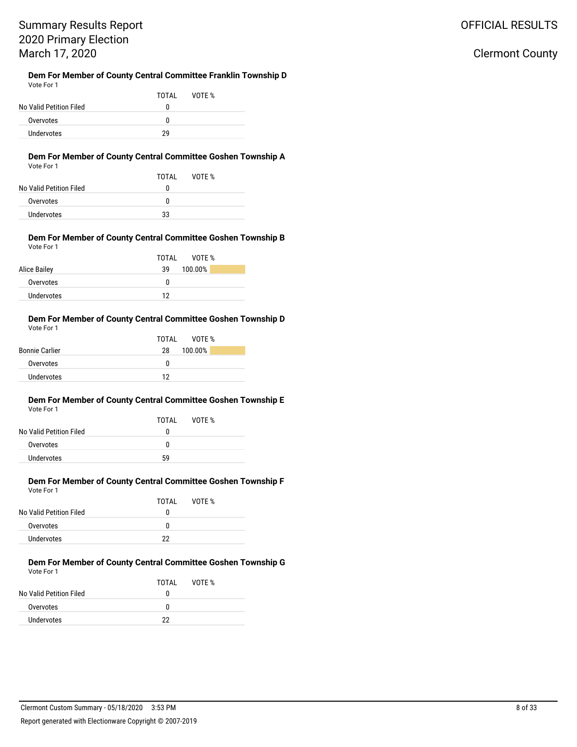### Dem For Member of County Central Committee Franklin Township D

Vote For 1

| | TOTAL | VOTE % |
|---|---|---|
| No Valid Petition Filed | 0 | |
| Overvotes | 0 | |
| Undervotes | 29 | |

### Dem For Member of County Central Committee Goshen Township A

Vote For 1

| | TOTAL | VOTE % |
|---|---|---|
| No Valid Petition Filed | 0 | |
| Overvotes | 0 | |
| Undervotes | 33 | |

### Dem For Member of County Central Committee Goshen Township B

Vote For 1

| | TOTAL | VOTE % |
|---|---|---|
| Alice Bailey | 39 | 100.00% |
| Overvotes | 0 | |
| Undervotes | 12 | |

### Dem For Member of County Central Committee Goshen Township D

Vote For 1

| | TOTAL | VOTE % |
|---|---|---|
| Bonnie Carlier | 28 | 100.00% |
| Overvotes | 0 | |
| Undervotes | 12 | |

### Dem For Member of County Central Committee Goshen Township E

Vote For 1

| | TOTAL | VOTE % |
|---|---|---|
| No Valid Petition Filed | 0 | |
| Overvotes | 0 | |
| Undervotes | 59 | |

### Dem For Member of County Central Committee Goshen Township F

Vote For 1

| | TOTAL | VOTE % |
|---|---|---|
| No Valid Petition Filed | 0 | |
| Overvotes | 0 | |
| Undervotes | 22 | |

### Dem For Member of County Central Committee Goshen Township G

Vote For 1

| | TOTAL | VOTE % |
|---|---|---|
| No Valid Petition Filed | 0 | |
| Overvotes | 0 | |
| Undervotes | 22 | |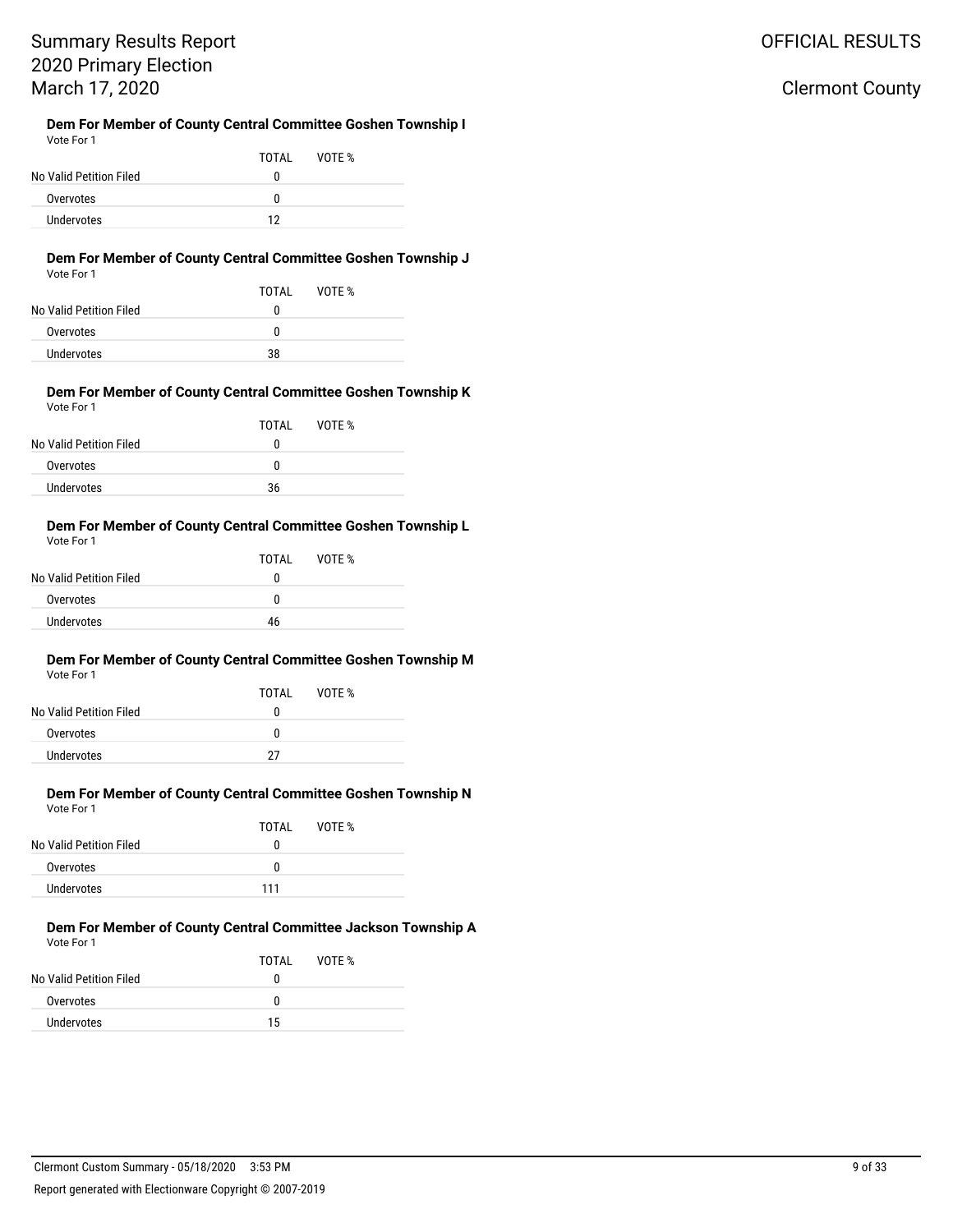## Dem For Member of County Central Committee Goshen Township I

Vote For 1

| | TOTAL | VOTE % |
|---|---|---|
| No Valid Petition Filed | 0 | |
| Overvotes | 0 | |
| Undervotes | 12 | |

## Dem For Member of County Central Committee Goshen Township J

Vote For 1

| | TOTAL | VOTE % |
|---|---|---|
| No Valid Petition Filed | 0 | |
| Overvotes | 0 | |
| Undervotes | 38 | |

## Dem For Member of County Central Committee Goshen Township K

Vote For 1

| | TOTAL | VOTE % |
|---|---|---|
| No Valid Petition Filed | 0 | |
| Overvotes | 0 | |
| Undervotes | 36 | |

## Dem For Member of County Central Committee Goshen Township L

Vote For 1

| | TOTAL | VOTE % |
|---|---|---|
| No Valid Petition Filed | 0 | |
| Overvotes | 0 | |
| Undervotes | 46 | |

## Dem For Member of County Central Committee Goshen Township M

Vote For 1

| | TOTAL | VOTE % |
|---|---|---|
| No Valid Petition Filed | 0 | |
| Overvotes | 0 | |
| Undervotes | 27 | |

## Dem For Member of County Central Committee Goshen Township N

Vote For 1

| | TOTAL | VOTE % |
|---|---|---|
| No Valid Petition Filed | 0 | |
| Overvotes | 0 | |
| Undervotes | 111 | |

## Dem For Member of County Central Committee Jackson Township A

Vote For 1

| | TOTAL | VOTE % |
|---|---|---|
| No Valid Petition Filed | 0 | |
| Overvotes | 0 | |
| Undervotes | 15 | |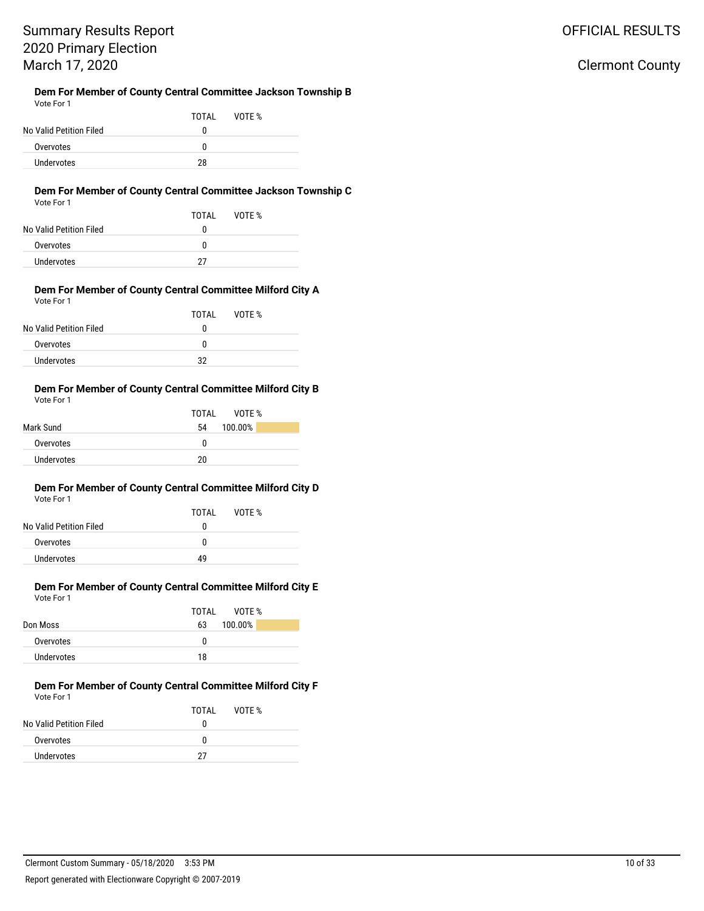### Dem For Member of County Central Committee Jackson Township B

Vote For 1

| | TOTAL | VOTE % |
|---|---|---|
| No Valid Petition Filed | 0 | |
| Overvotes | 0 | |
| Undervotes | 28 | |

### Dem For Member of County Central Committee Jackson Township C

Vote For 1

| | TOTAL | VOTE % |
|---|---|---|
| No Valid Petition Filed | 0 | |
| Overvotes | 0 | |
| Undervotes | 27 | |

### Dem For Member of County Central Committee Milford City A

Vote For 1

| | TOTAL | VOTE % |
|---|---|---|
| No Valid Petition Filed | 0 | |
| Overvotes | 0 | |
| Undervotes | 32 | |

### Dem For Member of County Central Committee Milford City B

Vote For 1

| | TOTAL | VOTE % |
|---|---|---|
| Mark Sund | 54 | 100.00% |
| Overvotes | 0 | |
| Undervotes | 20 | |

### Dem For Member of County Central Committee Milford City D

Vote For 1

| | TOTAL | VOTE % |
|---|---|---|
| No Valid Petition Filed | 0 | |
| Overvotes | 0 | |
| Undervotes | 49 | |

### Dem For Member of County Central Committee Milford City E

Vote For 1

| | TOTAL | VOTE % |
|---|---|---|
| Don Moss | 63 | 100.00% |
| Overvotes | 0 | |
| Undervotes | 18 | |

### Dem For Member of County Central Committee Milford City F

Vote For 1

| | TOTAL | VOTE % |
|---|---|---|
| No Valid Petition Filed | 0 | |
| Overvotes | 0 | |
| Undervotes | 27 | |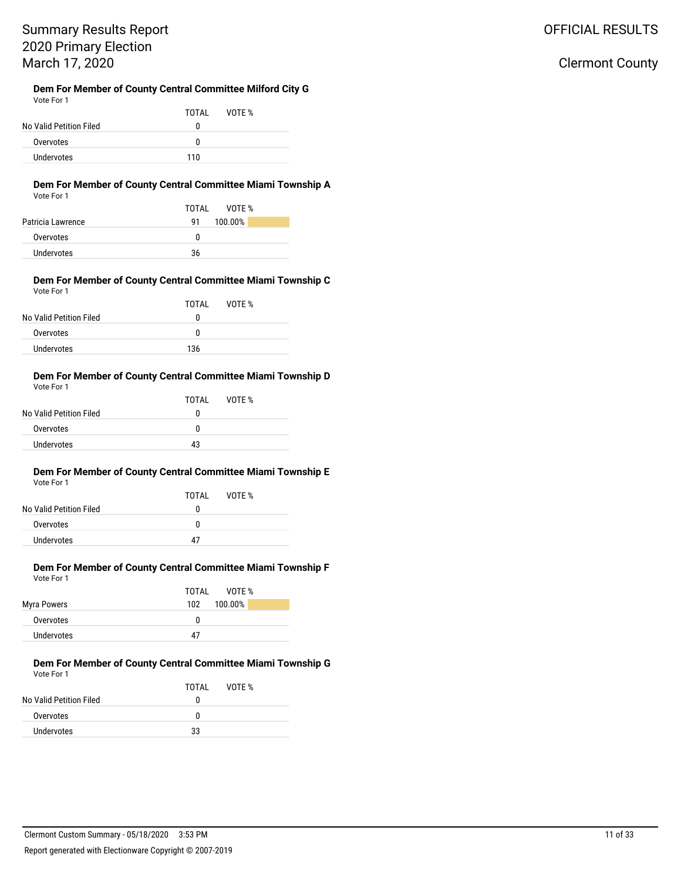### Dem For Member of County Central Committee Milford City G

Vote For 1

| | TOTAL | VOTE % |
|---|---|---|
| No Valid Petition Filed | 0 | |
| Overvotes | 0 | |
| Undervotes | 110 | |

### Dem For Member of County Central Committee Miami Township A

Vote For 1

| | TOTAL | VOTE % |
|---|---|---|
| Patricia Lawrence | 91 | 100.00% |
| Overvotes | 0 | |
| Undervotes | 36 | |

### Dem For Member of County Central Committee Miami Township C

Vote For 1

| | TOTAL | VOTE % |
|---|---|---|
| No Valid Petition Filed | 0 | |
| Overvotes | 0 | |
| Undervotes | 136 | |

### Dem For Member of County Central Committee Miami Township D

Vote For 1

| | TOTAL | VOTE % |
|---|---|---|
| No Valid Petition Filed | 0 | |
| Overvotes | 0 | |
| Undervotes | 43 | |

### Dem For Member of County Central Committee Miami Township E

Vote For 1

| | TOTAL | VOTE % |
|---|---|---|
| No Valid Petition Filed | 0 | |
| Overvotes | 0 | |
| Undervotes | 47 | |

### Dem For Member of County Central Committee Miami Township F

Vote For 1

| | TOTAL | VOTE % |
|---|---|---|
| Myra Powers | 102 | 100.00% |
| Overvotes | 0 | |
| Undervotes | 47 | |

### Dem For Member of County Central Committee Miami Township G

Vote For 1

| | TOTAL | VOTE % |
|---|---|---|
| No Valid Petition Filed | 0 | |
| Overvotes | 0 | |
| Undervotes | 33 | |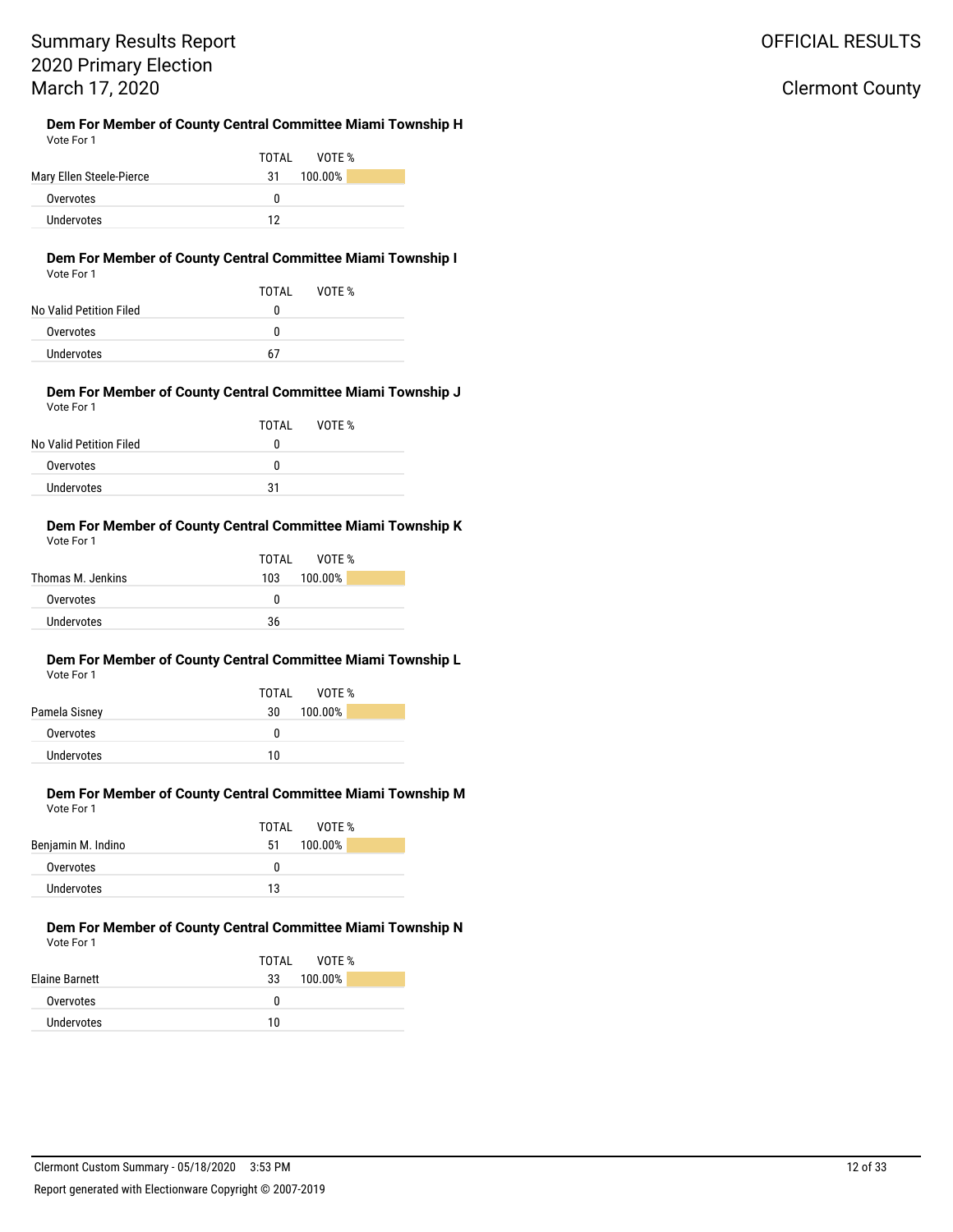### Dem For Member of County Central Committee Miami Township H

Vote For 1

| | TOTAL | VOTE % |
|---|---|---|
| Mary Ellen Steele-Pierce | 31 | 100.00% |
| Overvotes | 0 | |
| Undervotes | 12 | |

### Dem For Member of County Central Committee Miami Township I

Vote For 1

| | TOTAL | VOTE % |
|---|---|---|
| No Valid Petition Filed | 0 | |
| Overvotes | 0 | |
| Undervotes | 67 | |

### Dem For Member of County Central Committee Miami Township J

Vote For 1

| | TOTAL | VOTE % |
|---|---|---|
| No Valid Petition Filed | 0 | |
| Overvotes | 0 | |
| Undervotes | 31 | |

### Dem For Member of County Central Committee Miami Township K

Vote For 1

| | TOTAL | VOTE % |
|---|---|---|
| Thomas M. Jenkins | 103 | 100.00% |
| Overvotes | 0 | |
| Undervotes | 36 | |

### Dem For Member of County Central Committee Miami Township L

Vote For 1

| | TOTAL | VOTE % |
|---|---|---|
| Pamela Sisney | 30 | 100.00% |
| Overvotes | 0 | |
| Undervotes | 10 | |

### Dem For Member of County Central Committee Miami Township M

Vote For 1

| | TOTAL | VOTE % |
|---|---|---|
| Benjamin M. Indino | 51 | 100.00% |
| Overvotes | 0 | |
| Undervotes | 13 | |

### Dem For Member of County Central Committee Miami Township N

Vote For 1

| | TOTAL | VOTE % |
|---|---|---|
| Elaine Barnett | 33 | 100.00% |
| Overvotes | 0 | |
| Undervotes | 10 | |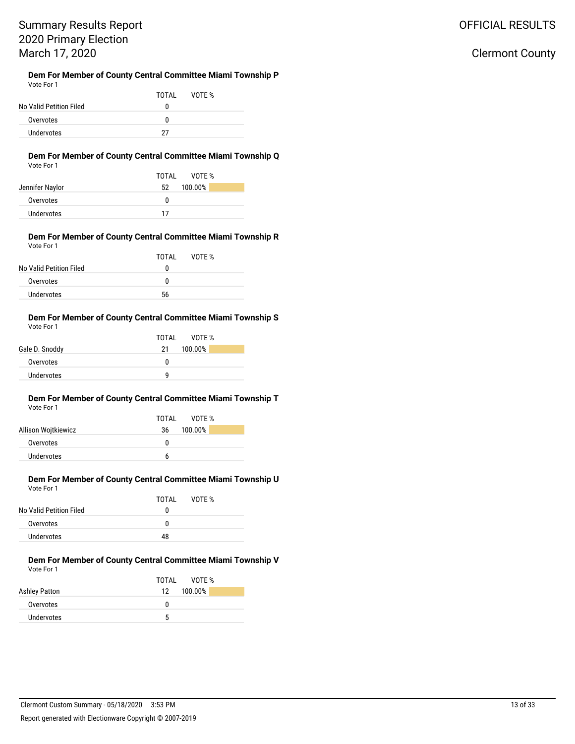# Summary Results Report
# 2020 Primary Election
# March 17, 2020

OFFICIAL RESULTS

Clermont County

### Dem For Member of County Central Committee Miami Township P

Vote For 1

| | TOTAL | VOTE % |
|---|---|---|
| No Valid Petition Filed | 0 | |
| Overvotes | 0 | |
| Undervotes | 27 | |

### Dem For Member of County Central Committee Miami Township Q

Vote For 1

| | TOTAL | VOTE % |
|---|---|---|
| Jennifer Naylor | 52 | 100.00% |
| Overvotes | 0 | |
| Undervotes | 17 | |

### Dem For Member of County Central Committee Miami Township R

Vote For 1

| | TOTAL | VOTE % |
|---|---|---|
| No Valid Petition Filed | 0 | |
| Overvotes | 0 | |
| Undervotes | 56 | |

### Dem For Member of County Central Committee Miami Township S

Vote For 1

| | TOTAL | VOTE % |
|---|---|---|
| Gale D. Snoddy | 21 | 100.00% |
| Overvotes | 0 | |
| Undervotes | 9 | |

### Dem For Member of County Central Committee Miami Township T

Vote For 1

| | TOTAL | VOTE % |
|---|---|---|
| Allison Wojtkiewicz | 36 | 100.00% |
| Overvotes | 0 | |
| Undervotes | 6 | |

### Dem For Member of County Central Committee Miami Township U

Vote For 1

| | TOTAL | VOTE % |
|---|---|---|
| No Valid Petition Filed | 0 | |
| Overvotes | 0 | |
| Undervotes | 48 | |

### Dem For Member of County Central Committee Miami Township V

Vote For 1

| | TOTAL | VOTE % |
|---|---|---|
| Ashley Patton | 12 | 100.00% |
| Overvotes | 0 | |
| Undervotes | 5 | |

Clermont Custom Summary - 05/18/2020 3:53 PM

Report generated with Electionware Copyright © 2007-2019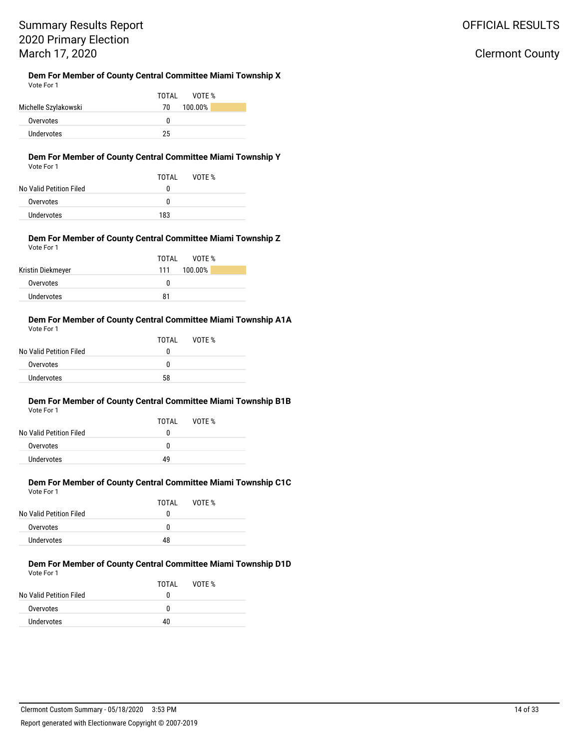### Dem For Member of County Central Committee Miami Township X

Vote For 1

| | TOTAL | VOTE % |
|---|---|---|
| Michelle Szylakowski | 70 | 100.00% |
| Overvotes | 0 | |
| Undervotes | 25 | |

### Dem For Member of County Central Committee Miami Township Y

Vote For 1

| | TOTAL | VOTE % |
|---|---|---|
| No Valid Petition Filed | 0 | |
| Overvotes | 0 | |
| Undervotes | 183 | |

### Dem For Member of County Central Committee Miami Township Z

Vote For 1

| | TOTAL | VOTE % |
|---|---|---|
| Kristin Diekmeyer | 111 | 100.00% |
| Overvotes | 0 | |
| Undervotes | 81 | |

### Dem For Member of County Central Committee Miami Township A1A

Vote For 1

| | TOTAL | VOTE % |
|---|---|---|
| No Valid Petition Filed | 0 | |
| Overvotes | 0 | |
| Undervotes | 58 | |

### Dem For Member of County Central Committee Miami Township B1B

Vote For 1

| | TOTAL | VOTE % |
|---|---|---|
| No Valid Petition Filed | 0 | |
| Overvotes | 0 | |
| Undervotes | 49 | |

### Dem For Member of County Central Committee Miami Township C1C

Vote For 1

| | TOTAL | VOTE % |
|---|---|---|
| No Valid Petition Filed | 0 | |
| Overvotes | 0 | |
| Undervotes | 48 | |

### Dem For Member of County Central Committee Miami Township D1D

Vote For 1

| | TOTAL | VOTE % |
|---|---|---|
| No Valid Petition Filed | 0 | |
| Overvotes | 0 | |
| Undervotes | 40 | |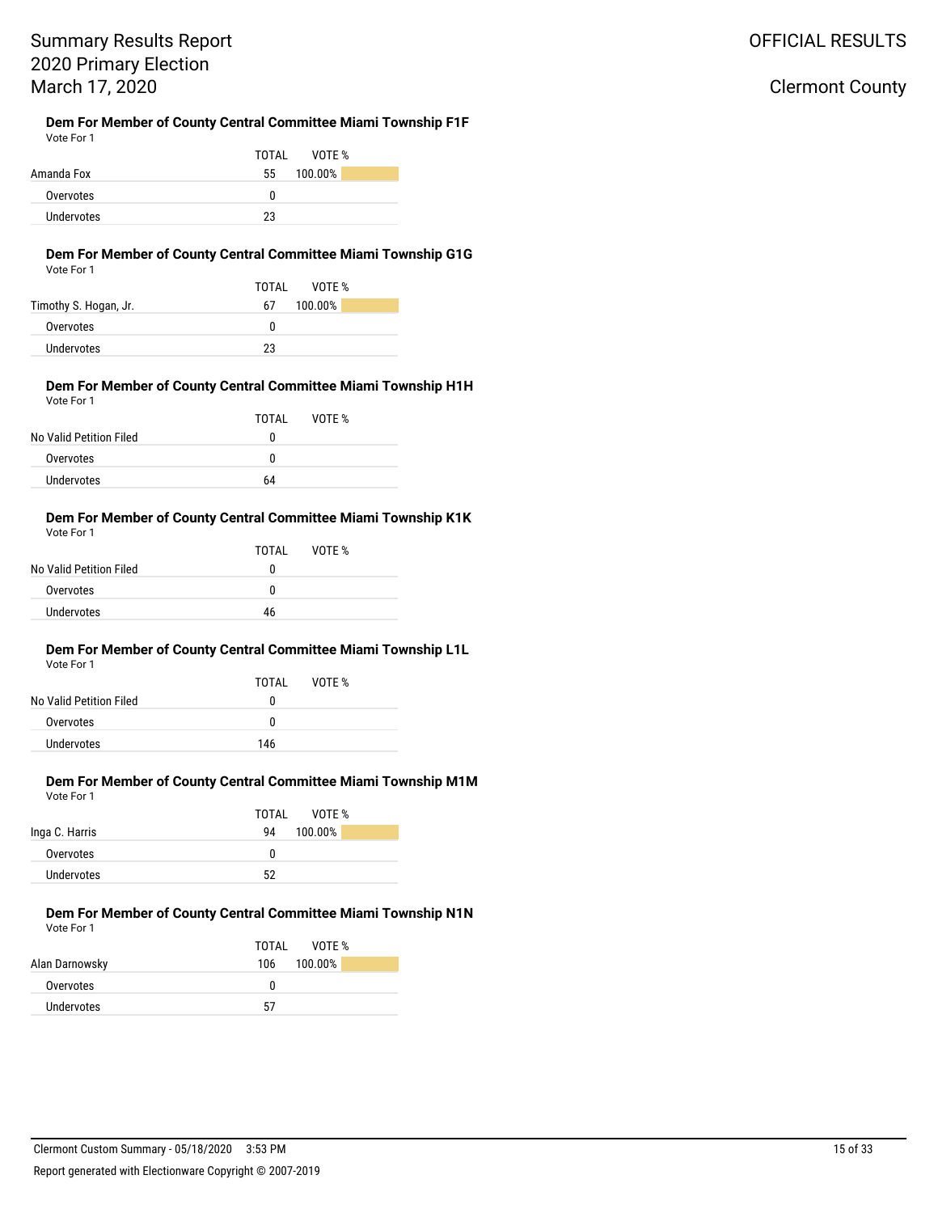### Dem For Member of County Central Committee Miami Township F1F

Vote For 1

| | TOTAL | VOTE % |
|---|---|---|
| Amanda Fox | 55 | 100.00% |
| Overvotes | 0 | |
| Undervotes | 23 | |

### Dem For Member of County Central Committee Miami Township G1G

Vote For 1

| | TOTAL | VOTE % |
|---|---|---|
| Timothy S. Hogan, Jr. | 67 | 100.00% |
| Overvotes | 0 | |
| Undervotes | 23 | |

### Dem For Member of County Central Committee Miami Township H1H

Vote For 1

| | TOTAL | VOTE % |
|---|---|---|
| No Valid Petition Filed | 0 | |
| Overvotes | 0 | |
| Undervotes | 64 | |

### Dem For Member of County Central Committee Miami Township K1K

Vote For 1

| | TOTAL | VOTE % |
|---|---|---|
| No Valid Petition Filed | 0 | |
| Overvotes | 0 | |
| Undervotes | 46 | |

### Dem For Member of County Central Committee Miami Township L1L

Vote For 1

| | TOTAL | VOTE % |
|---|---|---|
| No Valid Petition Filed | 0 | |
| Overvotes | 0 | |
| Undervotes | 146 | |

### Dem For Member of County Central Committee Miami Township M1M

Vote For 1

| | TOTAL | VOTE % |
|---|---|---|
| Inga C. Harris | 94 | 100.00% |
| Overvotes | 0 | |
| Undervotes | 52 | |

### Dem For Member of County Central Committee Miami Township N1N

Vote For 1

| | TOTAL | VOTE % |
|---|---|---|
| Alan Darnowsky | 106 | 100.00% |
| Overvotes | 0 | |
| Undervotes | 57 | |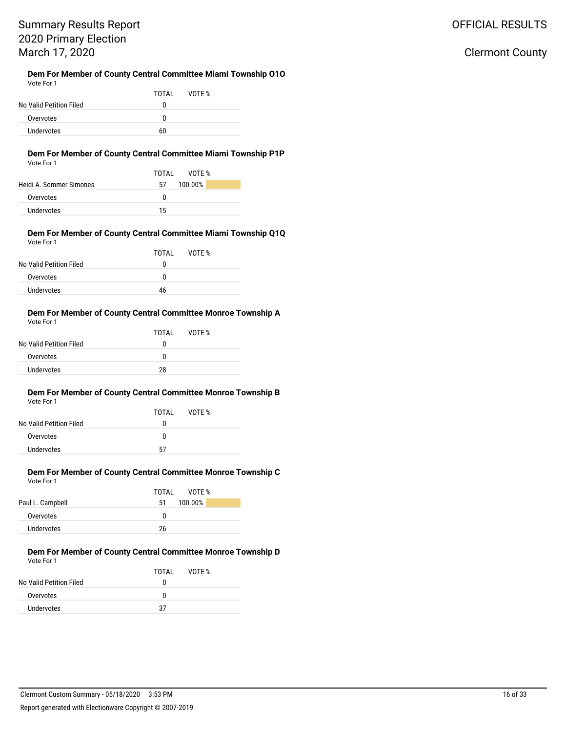# Summary Results Report
# 2020 Primary Election
# March 17, 2020

OFFICIAL RESULTS

Clermont County

### Dem For Member of County Central Committee Miami Township O1O

Vote For 1

| | TOTAL | VOTE % |
|---|---|---|
| No Valid Petition Filed | 0 | |
| Overvotes | 0 | |
| Undervotes | 60 | |

### Dem For Member of County Central Committee Miami Township P1P

Vote For 1

| | TOTAL | VOTE % |
|---|---|---|
| Heidi A. Sommer Simones | 57 | 100.00% |
| Overvotes | 0 | |
| Undervotes | 15 | |

### Dem For Member of County Central Committee Miami Township Q1Q

Vote For 1

| | TOTAL | VOTE % |
|---|---|---|
| No Valid Petition Filed | 0 | |
| Overvotes | 0 | |
| Undervotes | 46 | |

### Dem For Member of County Central Committee Monroe Township A

Vote For 1

| | TOTAL | VOTE % |
|---|---|---|
| No Valid Petition Filed | 0 | |
| Overvotes | 0 | |
| Undervotes | 28 | |

### Dem For Member of County Central Committee Monroe Township B

Vote For 1

| | TOTAL | VOTE % |
|---|---|---|
| No Valid Petition Filed | 0 | |
| Overvotes | 0 | |
| Undervotes | 57 | |

### Dem For Member of County Central Committee Monroe Township C

Vote For 1

| | TOTAL | VOTE % |
|---|---|---|
| Paul L. Campbell | 51 | 100.00% |
| Overvotes | 0 | |
| Undervotes | 26 | |

### Dem For Member of County Central Committee Monroe Township D

Vote For 1

| | TOTAL | VOTE % |
|---|---|---|
| No Valid Petition Filed | 0 | |
| Overvotes | 0 | |
| Undervotes | 37 | |

Clermont Custom Summary - 05/18/2020 3:53 PM

Report generated with Electionware Copyright © 2007-2019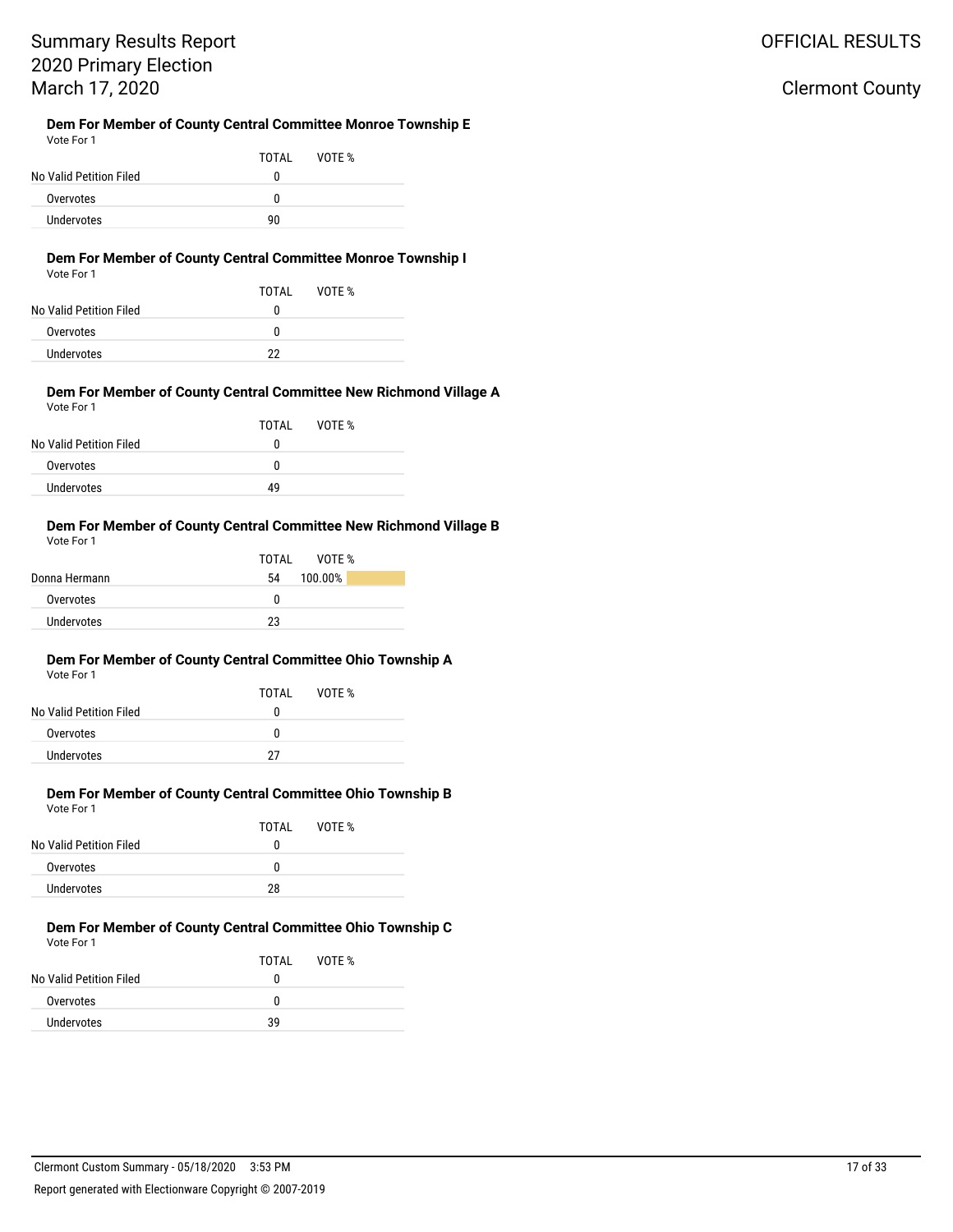## Dem For Member of County Central Committee Monroe Township E

Vote For 1

| | TOTAL | VOTE % |
|---|---|---|
| No Valid Petition Filed | 0 | |
| Overvotes | 0 | |
| Undervotes | 90 | |

## Dem For Member of County Central Committee Monroe Township I

Vote For 1

| | TOTAL | VOTE % |
|---|---|---|
| No Valid Petition Filed | 0 | |
| Overvotes | 0 | |
| Undervotes | 22 | |

## Dem For Member of County Central Committee New Richmond Village A

Vote For 1

| | TOTAL | VOTE % |
|---|---|---|
| No Valid Petition Filed | 0 | |
| Overvotes | 0 | |
| Undervotes | 49 | |

## Dem For Member of County Central Committee New Richmond Village B

Vote For 1

| | TOTAL | VOTE % |
|---|---|---|
| Donna Hermann | 54 | 100.00% |
| Overvotes | 0 | |
| Undervotes | 23 | |

## Dem For Member of County Central Committee Ohio Township A

Vote For 1

| | TOTAL | VOTE % |
|---|---|---|
| No Valid Petition Filed | 0 | |
| Overvotes | 0 | |
| Undervotes | 27 | |

## Dem For Member of County Central Committee Ohio Township B

Vote For 1

| | TOTAL | VOTE % |
|---|---|---|
| No Valid Petition Filed | 0 | |
| Overvotes | 0 | |
| Undervotes | 28 | |

## Dem For Member of County Central Committee Ohio Township C

Vote For 1

| | TOTAL | VOTE % |
|---|---|---|
| No Valid Petition Filed | 0 | |
| Overvotes | 0 | |
| Undervotes | 39 | |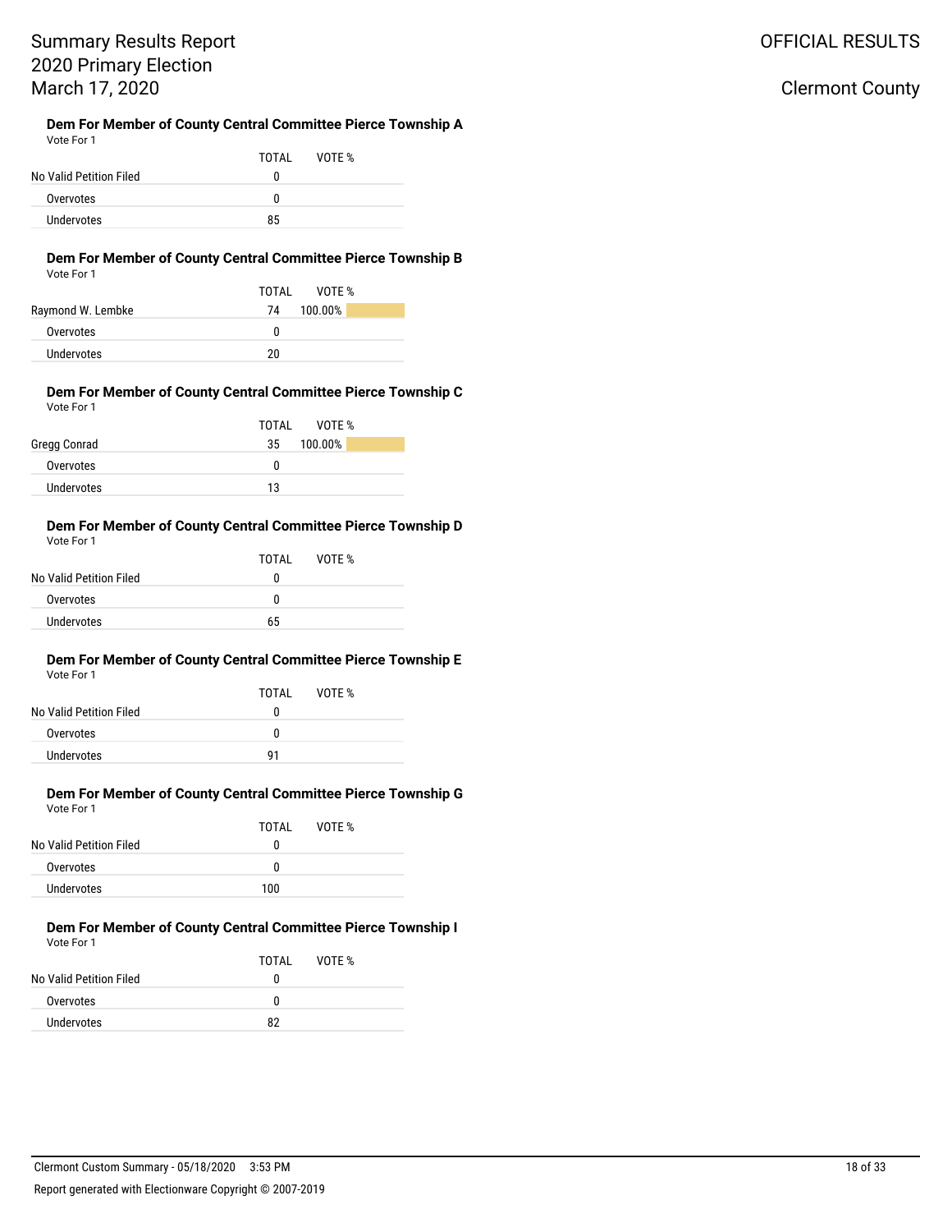### Dem For Member of County Central Committee Pierce Township A

Vote For 1

| | TOTAL | VOTE % |
|---|---|---|
| No Valid Petition Filed | 0 | |
| Overvotes | 0 | |
| Undervotes | 85 | |

### Dem For Member of County Central Committee Pierce Township B

Vote For 1

| | TOTAL | VOTE % |
|---|---|---|
| Raymond W. Lembke | 74 | 100.00% |
| Overvotes | 0 | |
| Undervotes | 20 | |

### Dem For Member of County Central Committee Pierce Township C

Vote For 1

| | TOTAL | VOTE % |
|---|---|---|
| Gregg Conrad | 35 | 100.00% |
| Overvotes | 0 | |
| Undervotes | 13 | |

### Dem For Member of County Central Committee Pierce Township D

Vote For 1

| | TOTAL | VOTE % |
|---|---|---|
| No Valid Petition Filed | 0 | |
| Overvotes | 0 | |
| Undervotes | 65 | |

### Dem For Member of County Central Committee Pierce Township E

Vote For 1

| | TOTAL | VOTE % |
|---|---|---|
| No Valid Petition Filed | 0 | |
| Overvotes | 0 | |
| Undervotes | 91 | |

### Dem For Member of County Central Committee Pierce Township G

Vote For 1

| | TOTAL | VOTE % |
|---|---|---|
| No Valid Petition Filed | 0 | |
| Overvotes | 0 | |
| Undervotes | 100 | |

### Dem For Member of County Central Committee Pierce Township I

Vote For 1

| | TOTAL | VOTE % |
|---|---|---|
| No Valid Petition Filed | 0 | |
| Overvotes | 0 | |
| Undervotes | 82 | |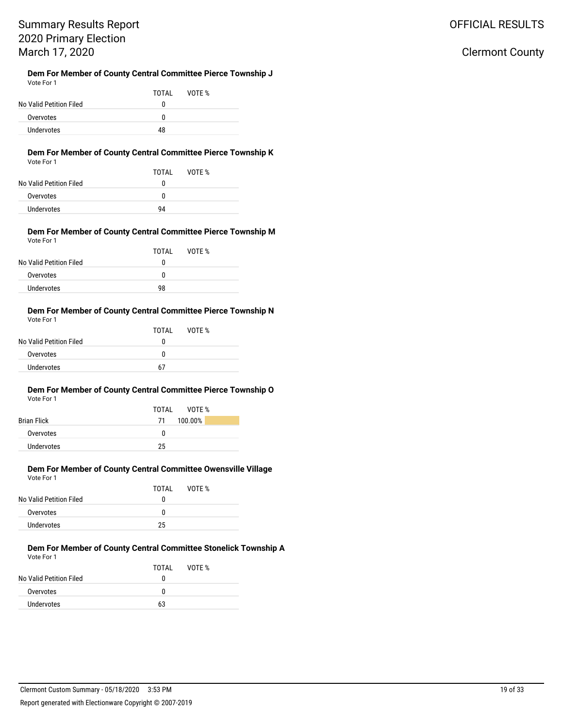# Summary Results Report
# 2020 Primary Election
# March 17, 2020

OFFICIAL RESULTS

Clermont County

### Dem For Member of County Central Committee Pierce Township J

Vote For 1

| | TOTAL | VOTE % |
|---|---|---|
| No Valid Petition Filed | 0 | |
| Overvotes | 0 | |
| Undervotes | 48 | |

### Dem For Member of County Central Committee Pierce Township K

Vote For 1

| | TOTAL | VOTE % |
|---|---|---|
| No Valid Petition Filed | 0 | |
| Overvotes | 0 | |
| Undervotes | 94 | |

### Dem For Member of County Central Committee Pierce Township M

Vote For 1

| | TOTAL | VOTE % |
|---|---|---|
| No Valid Petition Filed | 0 | |
| Overvotes | 0 | |
| Undervotes | 98 | |

### Dem For Member of County Central Committee Pierce Township N

Vote For 1

| | TOTAL | VOTE % |
|---|---|---|
| No Valid Petition Filed | 0 | |
| Overvotes | 0 | |
| Undervotes | 67 | |

### Dem For Member of County Central Committee Pierce Township O

Vote For 1

| | TOTAL | VOTE % |
|---|---|---|
| Brian Flick | 71 | 100.00% |
| Overvotes | 0 | |
| Undervotes | 25 | |

### Dem For Member of County Central Committee Owensville Village

Vote For 1

| | TOTAL | VOTE % |
|---|---|---|
| No Valid Petition Filed | 0 | |
| Overvotes | 0 | |
| Undervotes | 25 | |

### Dem For Member of County Central Committee Stonelick Township A

Vote For 1

| | TOTAL | VOTE % |
|---|---|---|
| No Valid Petition Filed | 0 | |
| Overvotes | 0 | |
| Undervotes | 63 | |

Clermont Custom Summary - 05/18/2020 3:53 PM

Report generated with Electionware Copyright © 2007-2019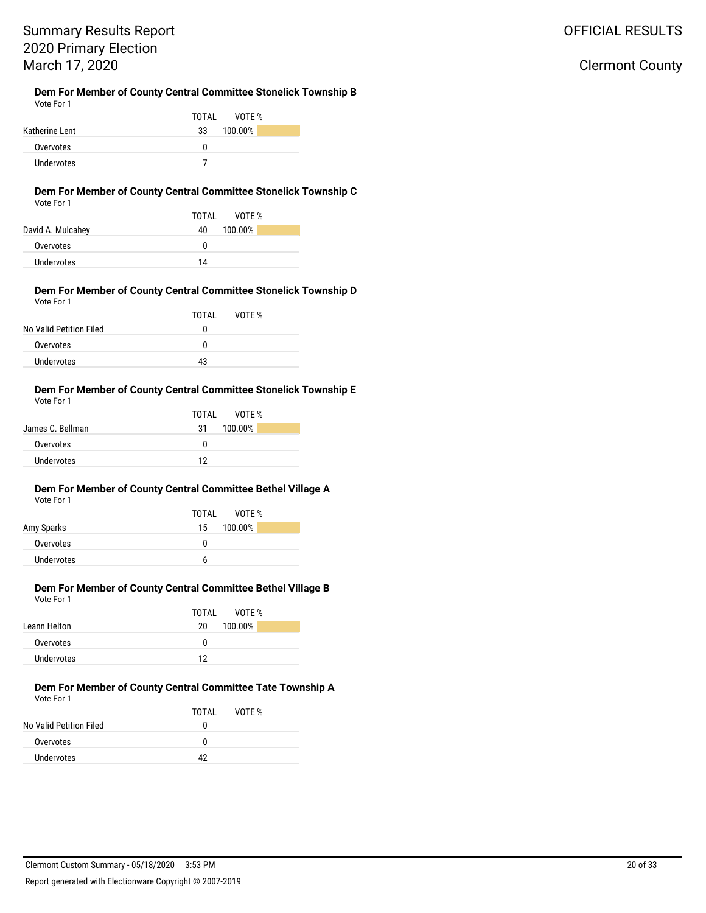### Dem For Member of County Central Committee Stonelick Township B

Vote For 1

| | TOTAL | VOTE % |
|---|---|---|
| Katherine Lent | 33 | 100.00% |
| Overvotes | 0 | |
| Undervotes | 7 | |

### Dem For Member of County Central Committee Stonelick Township C

Vote For 1

| | TOTAL | VOTE % |
|---|---|---|
| David A. Mulcahey | 40 | 100.00% |
| Overvotes | 0 | |
| Undervotes | 14 | |

### Dem For Member of County Central Committee Stonelick Township D

Vote For 1

| | TOTAL | VOTE % |
|---|---|---|
| No Valid Petition Filed | 0 | |
| Overvotes | 0 | |
| Undervotes | 43 | |

### Dem For Member of County Central Committee Stonelick Township E

Vote For 1

| | TOTAL | VOTE % |
|---|---|---|
| James C. Bellman | 31 | 100.00% |
| Overvotes | 0 | |
| Undervotes | 12 | |

### Dem For Member of County Central Committee Bethel Village A

Vote For 1

| | TOTAL | VOTE % |
|---|---|---|
| Amy Sparks | 15 | 100.00% |
| Overvotes | 0 | |
| Undervotes | 6 | |

### Dem For Member of County Central Committee Bethel Village B

Vote For 1

| | TOTAL | VOTE % |
|---|---|---|
| Leann Helton | 20 | 100.00% |
| Overvotes | 0 | |
| Undervotes | 12 | |

### Dem For Member of County Central Committee Tate Township A

Vote For 1

| | TOTAL | VOTE % |
|---|---|---|
| No Valid Petition Filed | 0 | |
| Overvotes | 0 | |
| Undervotes | 42 | |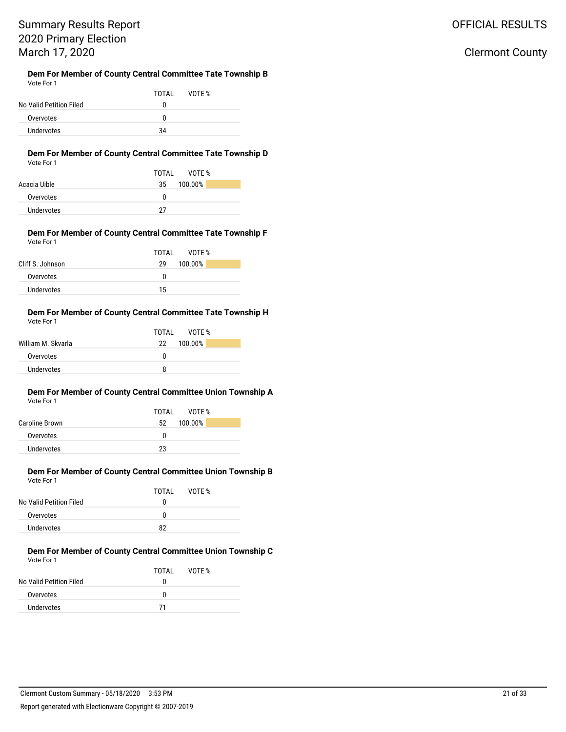# Summary Results Report
# 2020 Primary Election
# March 17, 2020

OFFICIAL RESULTS

Clermont County

### Dem For Member of County Central Committee Tate Township B

Vote For 1

| | TOTAL | VOTE % |
|---|---|---|
| No Valid Petition Filed | 0 | |
| Overvotes | 0 | |
| Undervotes | 34 | |

### Dem For Member of County Central Committee Tate Township D

Vote For 1

| | TOTAL | VOTE % |
|---|---|---|
| Acacia Uible | 35 | 100.00% |
| Overvotes | 0 | |
| Undervotes | 27 | |

### Dem For Member of County Central Committee Tate Township F

Vote For 1

| | TOTAL | VOTE % |
|---|---|---|
| Cliff S. Johnson | 29 | 100.00% |
| Overvotes | 0 | |
| Undervotes | 15 | |

### Dem For Member of County Central Committee Tate Township H

Vote For 1

| | TOTAL | VOTE % |
|---|---|---|
| William M. Skvarla | 22 | 100.00% |
| Overvotes | 0 | |
| Undervotes | 8 | |

### Dem For Member of County Central Committee Union Township A

Vote For 1

| | TOTAL | VOTE % |
|---|---|---|
| Caroline Brown | 52 | 100.00% |
| Overvotes | 0 | |
| Undervotes | 23 | |

### Dem For Member of County Central Committee Union Township B

Vote For 1

| | TOTAL | VOTE % |
|---|---|---|
| No Valid Petition Filed | 0 | |
| Overvotes | 0 | |
| Undervotes | 82 | |

### Dem For Member of County Central Committee Union Township C

Vote For 1

| | TOTAL | VOTE % |
|---|---|---|
| No Valid Petition Filed | 0 | |
| Overvotes | 0 | |
| Undervotes | 71 | |

Clermont Custom Summary - 05/18/2020 3:53 PM

Report generated with Electionware Copyright © 2007-2019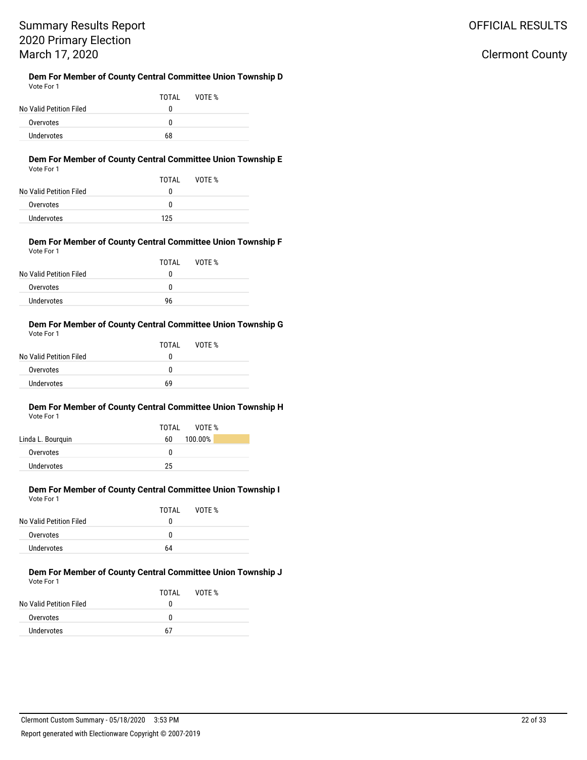# Summary Results Report
# 2020 Primary Election
# March 17, 2020

OFFICIAL RESULTS

Clermont County

### Dem For Member of County Central Committee Union Township D

Vote For 1

| | TOTAL | VOTE % |
|---|---|---|
| No Valid Petition Filed | 0 | |
| Overvotes | 0 | |
| Undervotes | 68 | |

### Dem For Member of County Central Committee Union Township E

Vote For 1

| | TOTAL | VOTE % |
|---|---|---|
| No Valid Petition Filed | 0 | |
| Overvotes | 0 | |
| Undervotes | 125 | |

### Dem For Member of County Central Committee Union Township F

Vote For 1

| | TOTAL | VOTE % |
|---|---|---|
| No Valid Petition Filed | 0 | |
| Overvotes | 0 | |
| Undervotes | 96 | |

### Dem For Member of County Central Committee Union Township G

Vote For 1

| | TOTAL | VOTE % |
|---|---|---|
| No Valid Petition Filed | 0 | |
| Overvotes | 0 | |
| Undervotes | 69 | |

### Dem For Member of County Central Committee Union Township H

Vote For 1

| | TOTAL | VOTE % |
|---|---|---|
| Linda L. Bourquin | 60 | 100.00% |
| Overvotes | 0 | |
| Undervotes | 25 | |

### Dem For Member of County Central Committee Union Township I

Vote For 1

| | TOTAL | VOTE % |
|---|---|---|
| No Valid Petition Filed | 0 | |
| Overvotes | 0 | |
| Undervotes | 64 | |

### Dem For Member of County Central Committee Union Township J

Vote For 1

| | TOTAL | VOTE % |
|---|---|---|
| No Valid Petition Filed | 0 | |
| Overvotes | 0 | |
| Undervotes | 67 | |

Clermont Custom Summary - 05/18/2020 3:53 PM

Report generated with Electionware Copyright © 2007-2019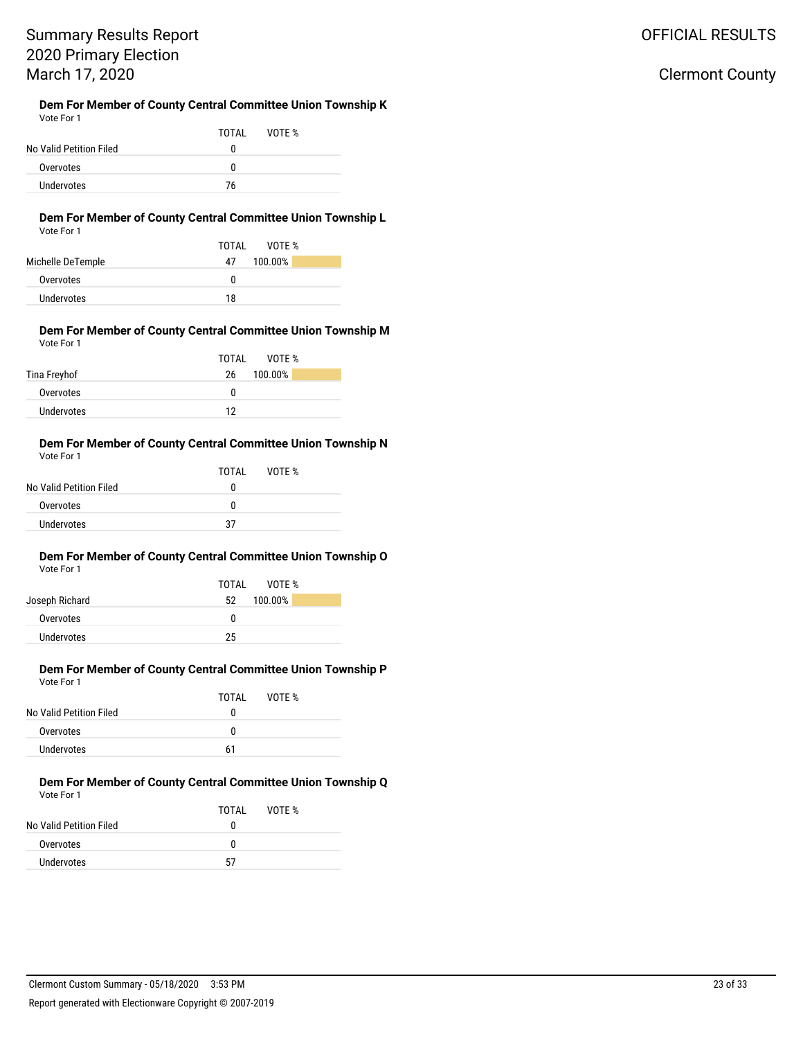### Dem For Member of County Central Committee Union Township K

Vote For 1

| | TOTAL | VOTE % |
|---|---|---|
| No Valid Petition Filed | 0 | |
| Overvotes | 0 | |
| Undervotes | 76 | |

### Dem For Member of County Central Committee Union Township L

Vote For 1

| | TOTAL | VOTE % |
|---|---|---|
| Michelle DeTemple | 47 | 100.00% |
| Overvotes | 0 | |
| Undervotes | 18 | |

### Dem For Member of County Central Committee Union Township M

Vote For 1

| | TOTAL | VOTE % |
|---|---|---|
| Tina Freyhof | 26 | 100.00% |
| Overvotes | 0 | |
| Undervotes | 12 | |

### Dem For Member of County Central Committee Union Township N

Vote For 1

| | TOTAL | VOTE % |
|---|---|---|
| No Valid Petition Filed | 0 | |
| Overvotes | 0 | |
| Undervotes | 37 | |

### Dem For Member of County Central Committee Union Township O

Vote For 1

| | TOTAL | VOTE % |
|---|---|---|
| Joseph Richard | 52 | 100.00% |
| Overvotes | 0 | |
| Undervotes | 25 | |

### Dem For Member of County Central Committee Union Township P

Vote For 1

| | TOTAL | VOTE % |
|---|---|---|
| No Valid Petition Filed | 0 | |
| Overvotes | 0 | |
| Undervotes | 61 | |

### Dem For Member of County Central Committee Union Township Q

Vote For 1

| | TOTAL | VOTE % |
|---|---|---|
| No Valid Petition Filed | 0 | |
| Overvotes | 0 | |
| Undervotes | 57 | |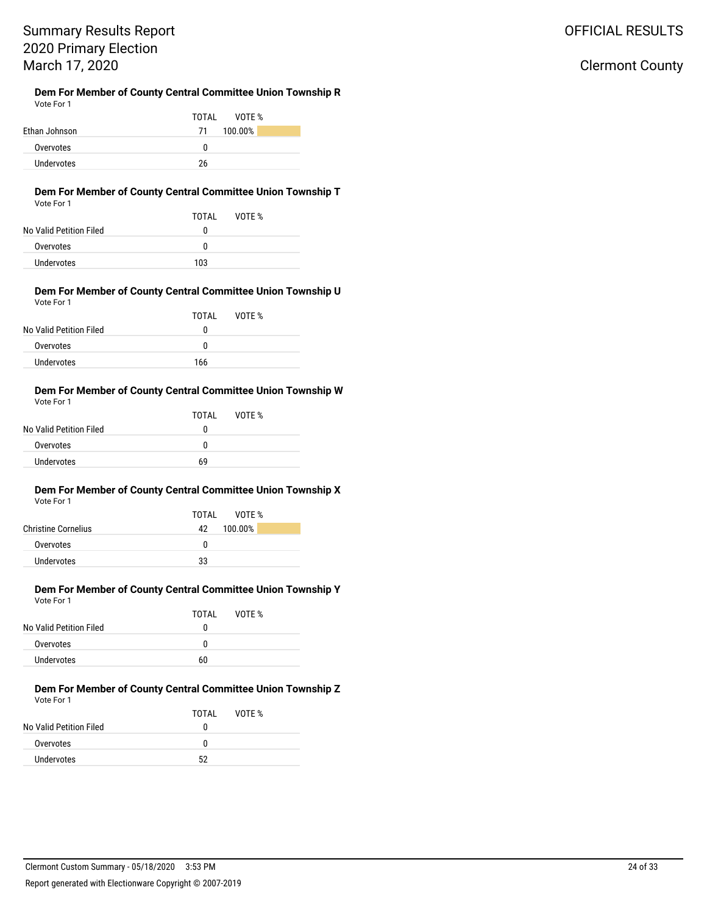# Summary Results Report
## 2020 Primary Election
## March 17, 2020

OFFICIAL RESULTS

Clermont County

### Dem For Member of County Central Committee Union Township R

Vote For 1

| | TOTAL | VOTE % |
|---|---|---|
| Ethan Johnson | 71 | 100.00% |
| Overvotes | 0 | |
| Undervotes | 26 | |

### Dem For Member of County Central Committee Union Township T

Vote For 1

| | TOTAL | VOTE % |
|---|---|---|
| No Valid Petition Filed | 0 | |
| Overvotes | 0 | |
| Undervotes | 103 | |

### Dem For Member of County Central Committee Union Township U

Vote For 1

| | TOTAL | VOTE % |
|---|---|---|
| No Valid Petition Filed | 0 | |
| Overvotes | 0 | |
| Undervotes | 166 | |

### Dem For Member of County Central Committee Union Township W

Vote For 1

| | TOTAL | VOTE % |
|---|---|---|
| No Valid Petition Filed | 0 | |
| Overvotes | 0 | |
| Undervotes | 69 | |

### Dem For Member of County Central Committee Union Township X

Vote For 1

| | TOTAL | VOTE % |
|---|---|---|
| Christine Cornelius | 42 | 100.00% |
| Overvotes | 0 | |
| Undervotes | 33 | |

### Dem For Member of County Central Committee Union Township Y

Vote For 1

| | TOTAL | VOTE % |
|---|---|---|
| No Valid Petition Filed | 0 | |
| Overvotes | 0 | |
| Undervotes | 60 | |

### Dem For Member of County Central Committee Union Township Z

Vote For 1

| | TOTAL | VOTE % |
|---|---|---|
| No Valid Petition Filed | 0 | |
| Overvotes | 0 | |
| Undervotes | 52 | |

Clermont Custom Summary - 05/18/2020 3:53 PM

Report generated with Electionware Copyright © 2007-2019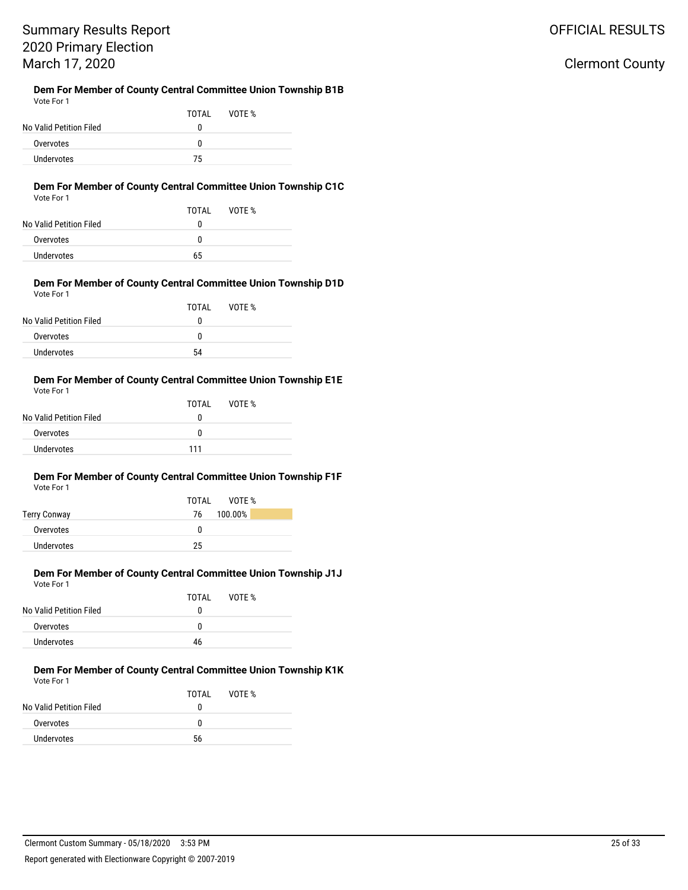#### Dem For Member of County Central Committee Union Township B1B
Vote For 1

| | TOTAL | VOTE % |
|---|---|---|
| No Valid Petition Filed | 0 | |
| Overvotes | 0 | |
| Undervotes | 75 | |

#### Dem For Member of County Central Committee Union Township C1C
Vote For 1

| | TOTAL | VOTE % |
|---|---|---|
| No Valid Petition Filed | 0 | |
| Overvotes | 0 | |
| Undervotes | 65 | |

#### Dem For Member of County Central Committee Union Township D1D
Vote For 1

| | TOTAL | VOTE % |
|---|---|---|
| No Valid Petition Filed | 0 | |
| Overvotes | 0 | |
| Undervotes | 54 | |

#### Dem For Member of County Central Committee Union Township E1E
Vote For 1

| | TOTAL | VOTE % |
|---|---|---|
| No Valid Petition Filed | 0 | |
| Overvotes | 0 | |
| Undervotes | 111 | |

#### Dem For Member of County Central Committee Union Township F1F
Vote For 1

| | TOTAL | VOTE % |
|---|---|---|
| Terry Conway | 76 | 100.00% |
| Overvotes | 0 | |
| Undervotes | 25 | |

#### Dem For Member of County Central Committee Union Township J1J
Vote For 1

| | TOTAL | VOTE % |
|---|---|---|
| No Valid Petition Filed | 0 | |
| Overvotes | 0 | |
| Undervotes | 46 | |

#### Dem For Member of County Central Committee Union Township K1K
Vote For 1

| | TOTAL | VOTE % |
|---|---|---|
| No Valid Petition Filed | 0 | |
| Overvotes | 0 | |
| Undervotes | 56 | |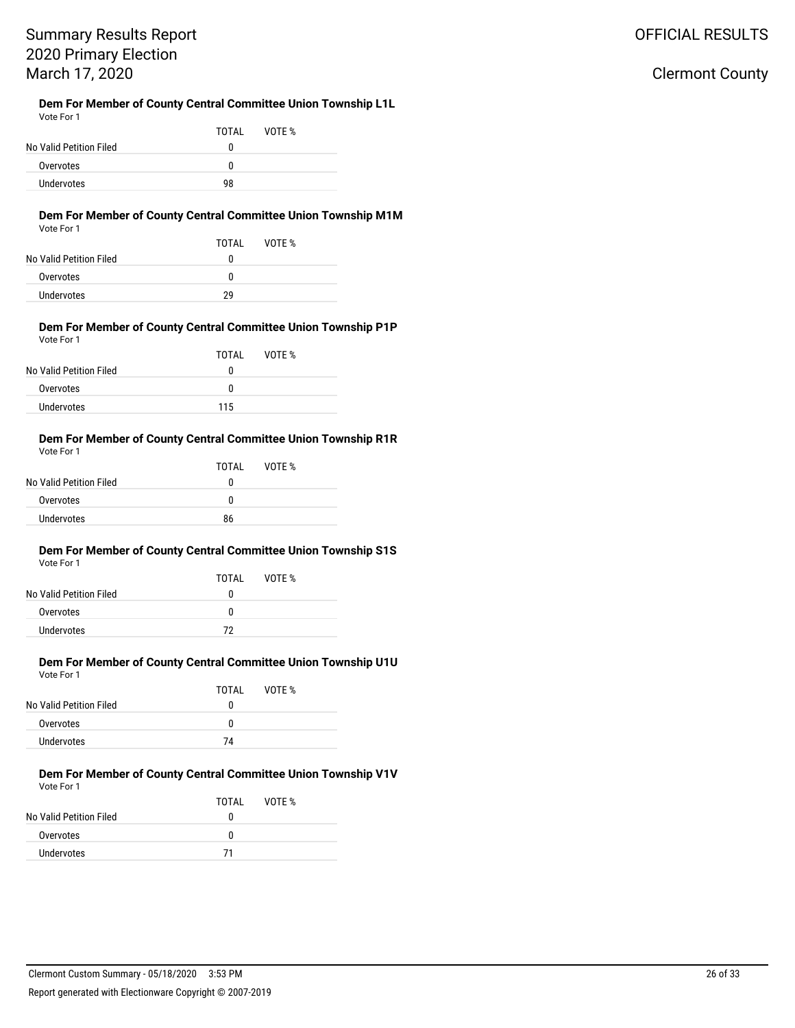**Dem For Member of County Central Committee Union Township L1L**
Vote For 1

| | TOTAL | VOTE % |
|---|---|---|
| No Valid Petition Filed | 0 | |
| Overvotes | 0 | |
| Undervotes | 98 | |

**Dem For Member of County Central Committee Union Township M1M**
Vote For 1

| | TOTAL | VOTE % |
|---|---|---|
| No Valid Petition Filed | 0 | |
| Overvotes | 0 | |
| Undervotes | 29 | |

**Dem For Member of County Central Committee Union Township P1P**
Vote For 1

| | TOTAL | VOTE % |
|---|---|---|
| No Valid Petition Filed | 0 | |
| Overvotes | 0 | |
| Undervotes | 115 | |

**Dem For Member of County Central Committee Union Township R1R**
Vote For 1

| | TOTAL | VOTE % |
|---|---|---|
| No Valid Petition Filed | 0 | |
| Overvotes | 0 | |
| Undervotes | 86 | |

**Dem For Member of County Central Committee Union Township S1S**
Vote For 1

| | TOTAL | VOTE % |
|---|---|---|
| No Valid Petition Filed | 0 | |
| Overvotes | 0 | |
| Undervotes | 72 | |

**Dem For Member of County Central Committee Union Township U1U**
Vote For 1

| | TOTAL | VOTE % |
|---|---|---|
| No Valid Petition Filed | 0 | |
| Overvotes | 0 | |
| Undervotes | 74 | |

**Dem For Member of County Central Committee Union Township V1V**
Vote For 1

| | TOTAL | VOTE % |
|---|---|---|
| No Valid Petition Filed | 0 | |
| Overvotes | 0 | |
| Undervotes | 71 | |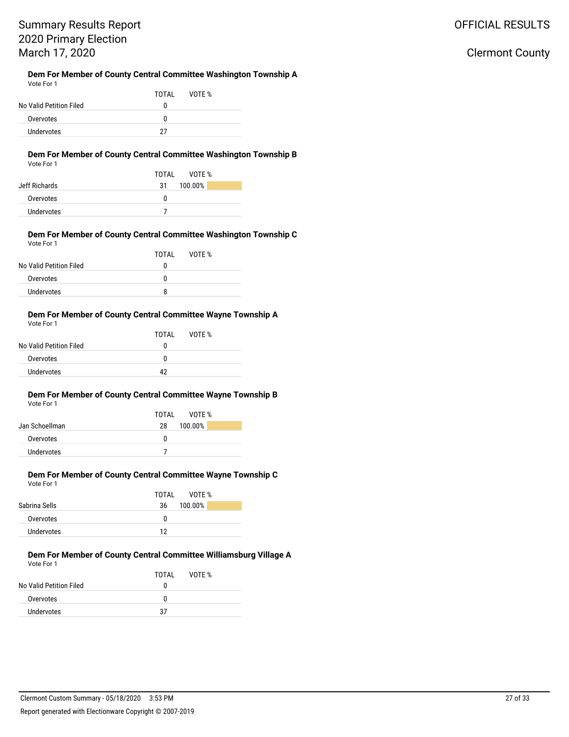### Dem For Member of County Central Committee Washington Township A

Vote For 1

| | TOTAL | VOTE % |
|---|---|---|
| No Valid Petition Filed | 0 | |
| Overvotes | 0 | |
| Undervotes | 27 | |

### Dem For Member of County Central Committee Washington Township B

Vote For 1

| | TOTAL | VOTE % |
|---|---|---|
| Jeff Richards | 31 | 100.00% |
| Overvotes | 0 | |
| Undervotes | 7 | |

### Dem For Member of County Central Committee Washington Township C

Vote For 1

| | TOTAL | VOTE % |
|---|---|---|
| No Valid Petition Filed | 0 | |
| Overvotes | 0 | |
| Undervotes | 8 | |

### Dem For Member of County Central Committee Wayne Township A

Vote For 1

| | TOTAL | VOTE % |
|---|---|---|
| No Valid Petition Filed | 0 | |
| Overvotes | 0 | |
| Undervotes | 42 | |

### Dem For Member of County Central Committee Wayne Township B

Vote For 1

| | TOTAL | VOTE % |
|---|---|---|
| Jan Schoellman | 28 | 100.00% |
| Overvotes | 0 | |
| Undervotes | 7 | |

### Dem For Member of County Central Committee Wayne Township C

Vote For 1

| | TOTAL | VOTE % |
|---|---|---|
| Sabrina Sells | 36 | 100.00% |
| Overvotes | 0 | |
| Undervotes | 12 | |

### Dem For Member of County Central Committee Williamsburg Village A

Vote For 1

| | TOTAL | VOTE % |
|---|---|---|
| No Valid Petition Filed | 0 | |
| Overvotes | 0 | |
| Undervotes | 37 | |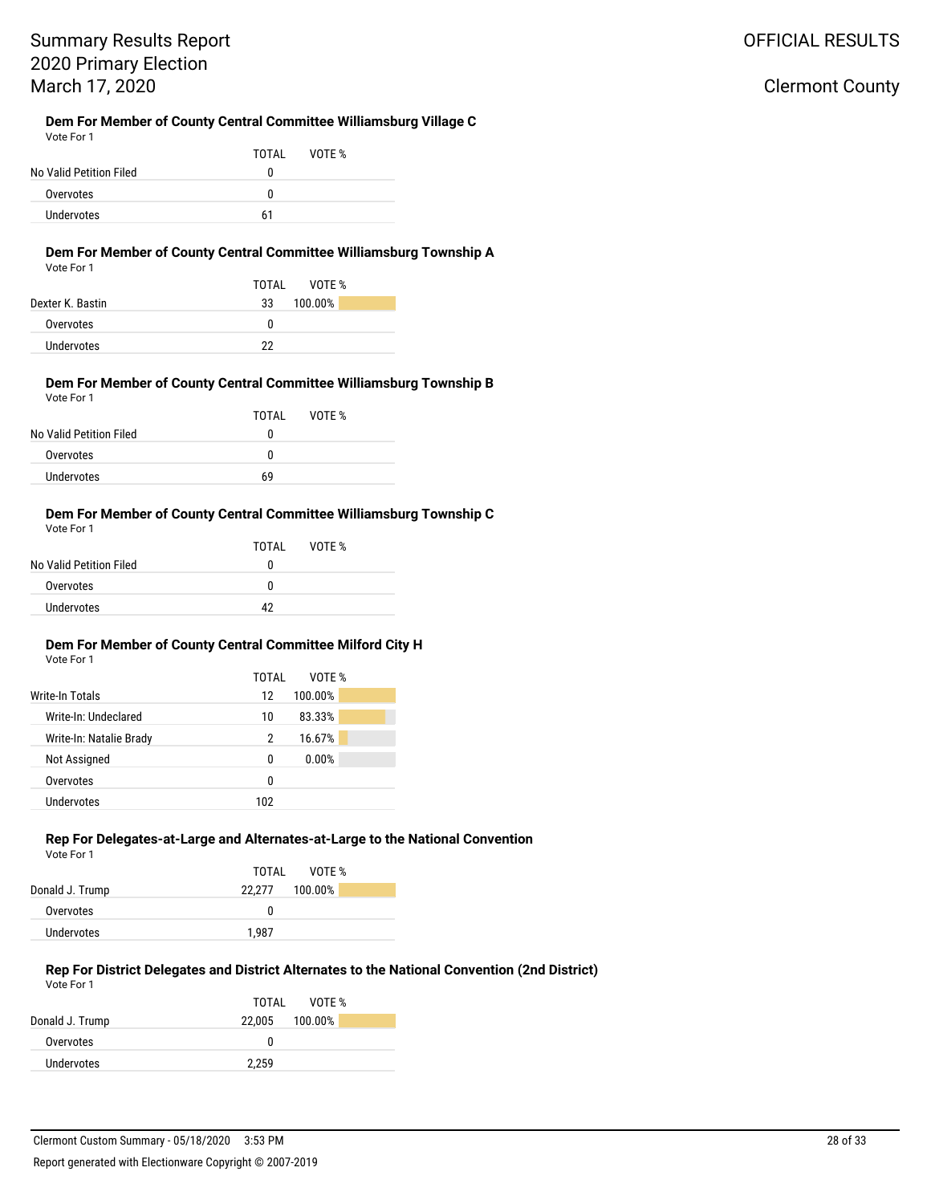Summary Results Report
2020 Primary Election
March 17, 2020

OFFICIAL RESULTS

Clermont County

### Dem For Member of County Central Committee Williamsburg Village C

Vote For 1

| | TOTAL | VOTE % |
|---|---|---|
| No Valid Petition Filed | 0 | |
| Overvotes | 0 | |
| Undervotes | 61 | |

### Dem For Member of County Central Committee Williamsburg Township A

Vote For 1

| | TOTAL | VOTE % |
|---|---|---|
| Dexter K. Bastin | 33 | 100.00% |
| Overvotes | 0 | |
| Undervotes | 22 | |

### Dem For Member of County Central Committee Williamsburg Township B

Vote For 1

| | TOTAL | VOTE % |
|---|---|---|
| No Valid Petition Filed | 0 | |
| Overvotes | 0 | |
| Undervotes | 69 | |

### Dem For Member of County Central Committee Williamsburg Township C

Vote For 1

| | TOTAL | VOTE % |
|---|---|---|
| No Valid Petition Filed | 0 | |
| Overvotes | 0 | |
| Undervotes | 42 | |

### Dem For Member of County Central Committee Milford City H

Vote For 1

| | TOTAL | VOTE % |
|---|---|---|
| Write-In Totals | 12 | 100.00% |
| Write-In: Undeclared | 10 | 83.33% |
| Write-In: Natalie Brady | 2 | 16.67% |
| Not Assigned | 0 | 0.00% |
| Overvotes | 0 | |
| Undervotes | 102 | |

### Rep For Delegates-at-Large and Alternates-at-Large to the National Convention

Vote For 1

| | TOTAL | VOTE % |
|---|---|---|
| Donald J. Trump | 22,277 | 100.00% |
| Overvotes | 0 | |
| Undervotes | 1,987 | |

### Rep For District Delegates and District Alternates to the National Convention (2nd District)

Vote For 1

| | TOTAL | VOTE % |
|---|---|---|
| Donald J. Trump | 22,005 | 100.00% |
| Overvotes | 0 | |
| Undervotes | 2,259 | |

Clermont Custom Summary - 05/18/2020 3:53 PM

Report generated with Electionware Copyright © 2007-2019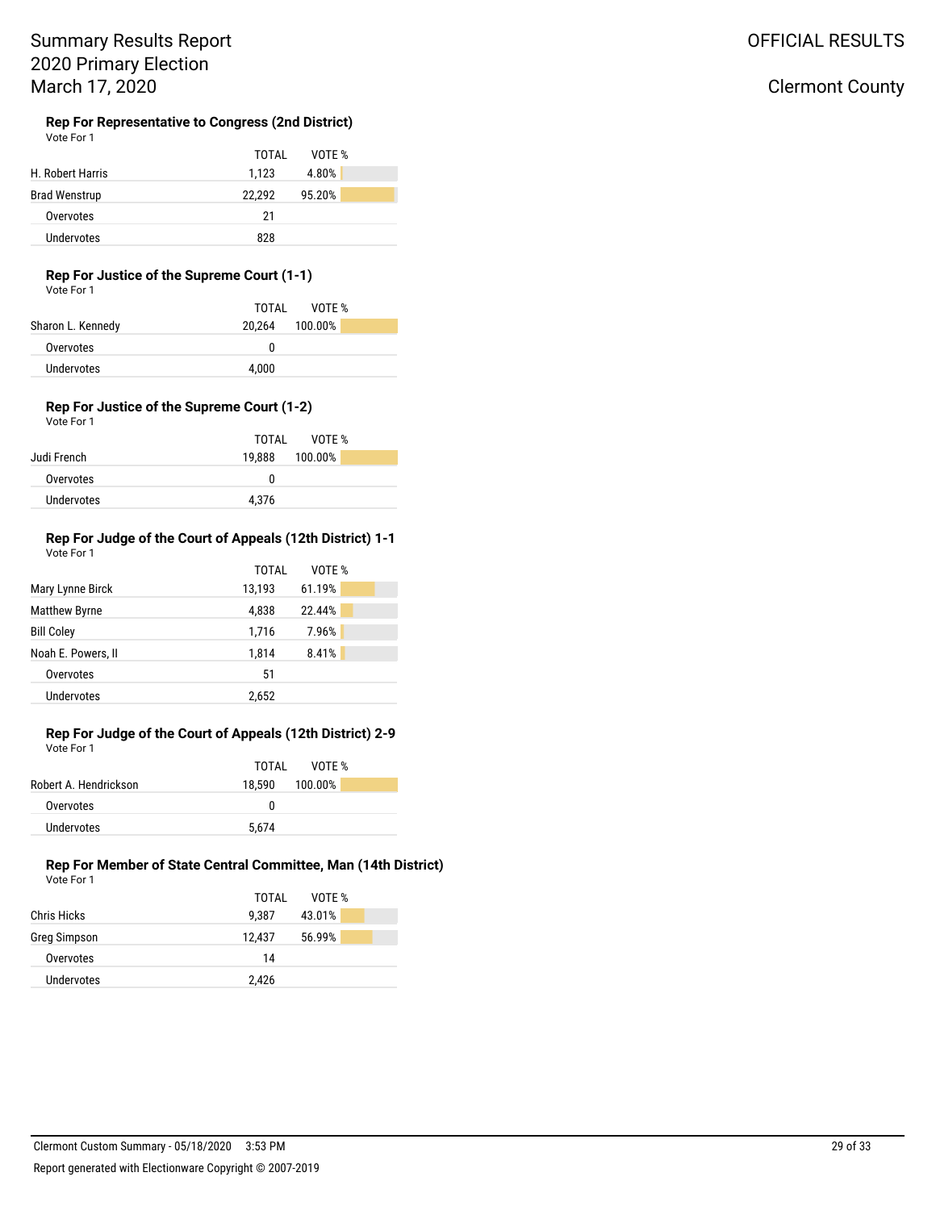# Summary Results Report
## 2020 Primary Election
## March 17, 2020

OFFICIAL RESULTS

Clermont County

### Rep For Representative to Congress (2nd District)

Vote For 1

| | TOTAL | VOTE % |
|---|---|---|
| H. Robert Harris | 1,123 | 4.80% |
| Brad Wenstrup | 22,292 | 95.20% |
| Overvotes | 21 | |
| Undervotes | 828 | |

### Rep For Justice of the Supreme Court (1-1)

Vote For 1

| | TOTAL | VOTE % |
|---|---|---|
| Sharon L. Kennedy | 20,264 | 100.00% |
| Overvotes | 0 | |
| Undervotes | 4,000 | |

### Rep For Justice of the Supreme Court (1-2)

Vote For 1

| | TOTAL | VOTE % |
|---|---|---|
| Judi French | 19,888 | 100.00% |
| Overvotes | 0 | |
| Undervotes | 4,376 | |

### Rep For Judge of the Court of Appeals (12th District) 1-1

Vote For 1

| | TOTAL | VOTE % |
|---|---|---|
| Mary Lynne Birck | 13,193 | 61.19% |
| Matthew Byrne | 4,838 | 22.44% |
| Bill Coley | 1,716 | 7.96% |
| Noah E. Powers, II | 1,814 | 8.41% |
| Overvotes | 51 | |
| Undervotes | 2,652 | |

### Rep For Judge of the Court of Appeals (12th District) 2-9

Vote For 1

| | TOTAL | VOTE % |
|---|---|---|
| Robert A. Hendrickson | 18,590 | 100.00% |
| Overvotes | 0 | |
| Undervotes | 5,674 | |

### Rep For Member of State Central Committee, Man (14th District)

Vote For 1

| | TOTAL | VOTE % |
|---|---|---|
| Chris Hicks | 9,387 | 43.01% |
| Greg Simpson | 12,437 | 56.99% |
| Overvotes | 14 | |
| Undervotes | 2,426 | |

Clermont Custom Summary - 05/18/2020 3:53 PM

Report generated with Electionware Copyright © 2007-2019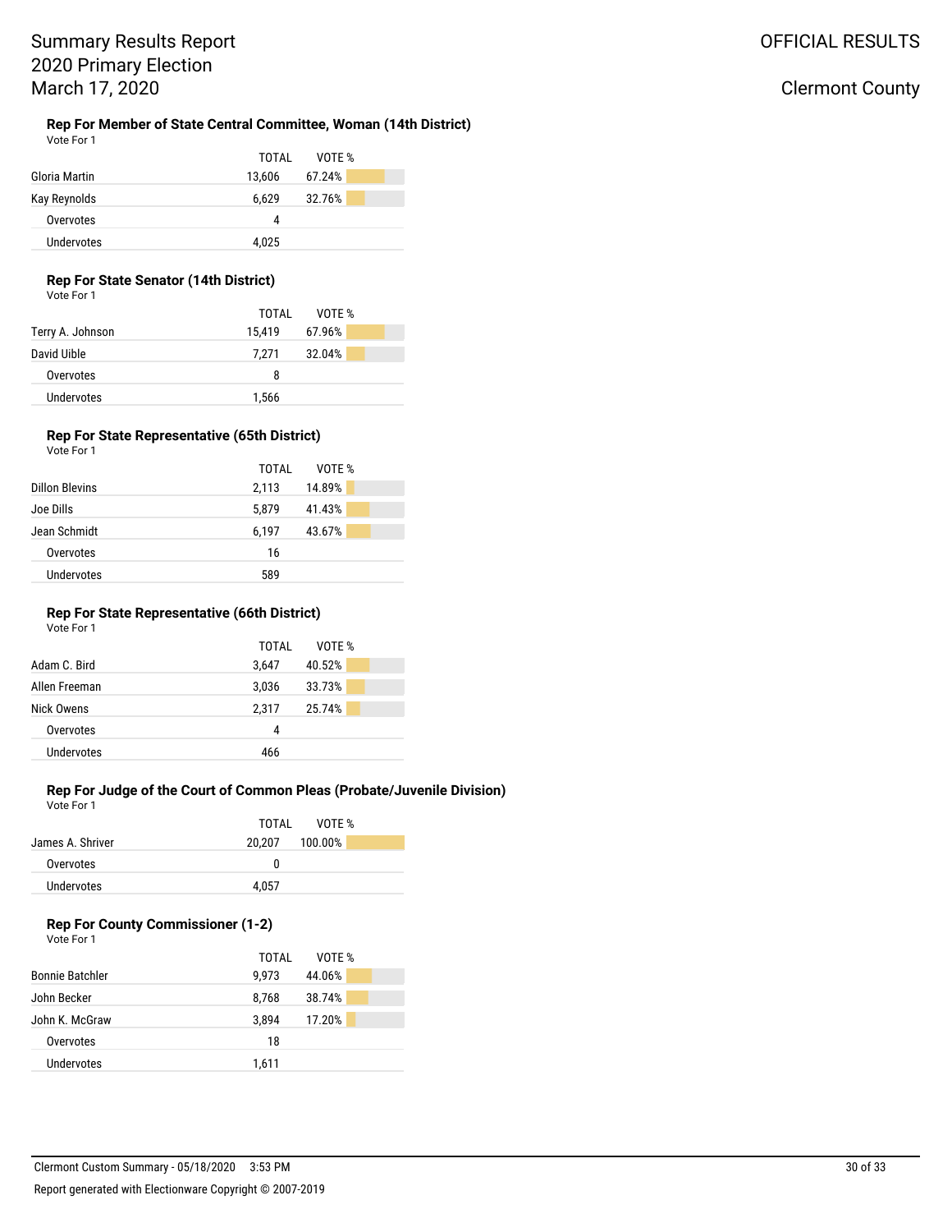# Summary Results Report
# 2020 Primary Election
# March 17, 2020

OFFICIAL RESULTS

Clermont County

### Rep For Member of State Central Committee, Woman (14th District)
Vote For 1

| | TOTAL | VOTE % |
|---|---|---|
| Gloria Martin | 13,606 | 67.24% |
| Kay Reynolds | 6,629 | 32.76% |
| Overvotes | 4 | |
| Undervotes | 4,025 | |

### Rep For State Senator (14th District)
Vote For 1

| | TOTAL | VOTE % |
|---|---|---|
| Terry A. Johnson | 15,419 | 67.96% |
| David Uible | 7,271 | 32.04% |
| Overvotes | 8 | |
| Undervotes | 1,566 | |

### Rep For State Representative (65th District)
Vote For 1

| | TOTAL | VOTE % |
|---|---|---|
| Dillon Blevins | 2,113 | 14.89% |
| Joe Dills | 5,879 | 41.43% |
| Jean Schmidt | 6,197 | 43.67% |
| Overvotes | 16 | |
| Undervotes | 589 | |

### Rep For State Representative (66th District)
Vote For 1

| | TOTAL | VOTE % |
|---|---|---|
| Adam C. Bird | 3,647 | 40.52% |
| Allen Freeman | 3,036 | 33.73% |
| Nick Owens | 2,317 | 25.74% |
| Overvotes | 4 | |
| Undervotes | 466 | |

### Rep For Judge of the Court of Common Pleas (Probate/Juvenile Division)
Vote For 1

| | TOTAL | VOTE % |
|---|---|---|
| James A. Shriver | 20,207 | 100.00% |
| Overvotes | 0 | |
| Undervotes | 4,057 | |

### Rep For County Commissioner (1-2)
Vote For 1

| | TOTAL | VOTE % |
|---|---|---|
| Bonnie Batchler | 9,973 | 44.06% |
| John Becker | 8,768 | 38.74% |
| John K. McGraw | 3,894 | 17.20% |
| Overvotes | 18 | |
| Undervotes | 1,611 | |

Clermont Custom Summary - 05/18/2020 3:53 PM

Report generated with Electionware Copyright © 2007-2019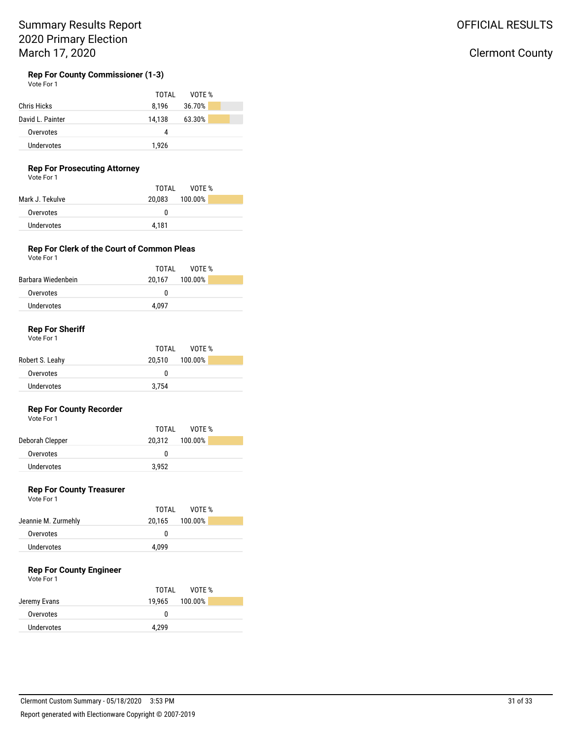# Summary Results Report
# 2020 Primary Election
# March 17, 2020

OFFICIAL RESULTS

Clermont County

### Rep For County Commissioner (1-3)

Vote For 1

| | TOTAL | VOTE % |
|---|---|---|
| Chris Hicks | 8,196 | 36.70% |
| David L. Painter | 14,138 | 63.30% |
| Overvotes | 4 | |
| Undervotes | 1,926 | |

### Rep For Prosecuting Attorney

Vote For 1

| | TOTAL | VOTE % |
|---|---|---|
| Mark J. Tekulve | 20,083 | 100.00% |
| Overvotes | 0 | |
| Undervotes | 4,181 | |

### Rep For Clerk of the Court of Common Pleas

Vote For 1

| | TOTAL | VOTE % |
|---|---|---|
| Barbara Wiedenbein | 20,167 | 100.00% |
| Overvotes | 0 | |
| Undervotes | 4,097 | |

### Rep For Sheriff

Vote For 1

| | TOTAL | VOTE % |
|---|---|---|
| Robert S. Leahy | 20,510 | 100.00% |
| Overvotes | 0 | |
| Undervotes | 3,754 | |

### Rep For County Recorder

Vote For 1

| | TOTAL | VOTE % |
|---|---|---|
| Deborah Clepper | 20,312 | 100.00% |
| Overvotes | 0 | |
| Undervotes | 3,952 | |

### Rep For County Treasurer

Vote For 1

| | TOTAL | VOTE % |
|---|---|---|
| Jeannie M. Zurmehly | 20,165 | 100.00% |
| Overvotes | 0 | |
| Undervotes | 4,099 | |

### Rep For County Engineer

Vote For 1

| | TOTAL | VOTE % |
|---|---|---|
| Jeremy Evans | 19,965 | 100.00% |
| Overvotes | 0 | |
| Undervotes | 4,299 | |

Clermont Custom Summary - 05/18/2020 3:53 PM

Report generated with Electionware Copyright © 2007-2019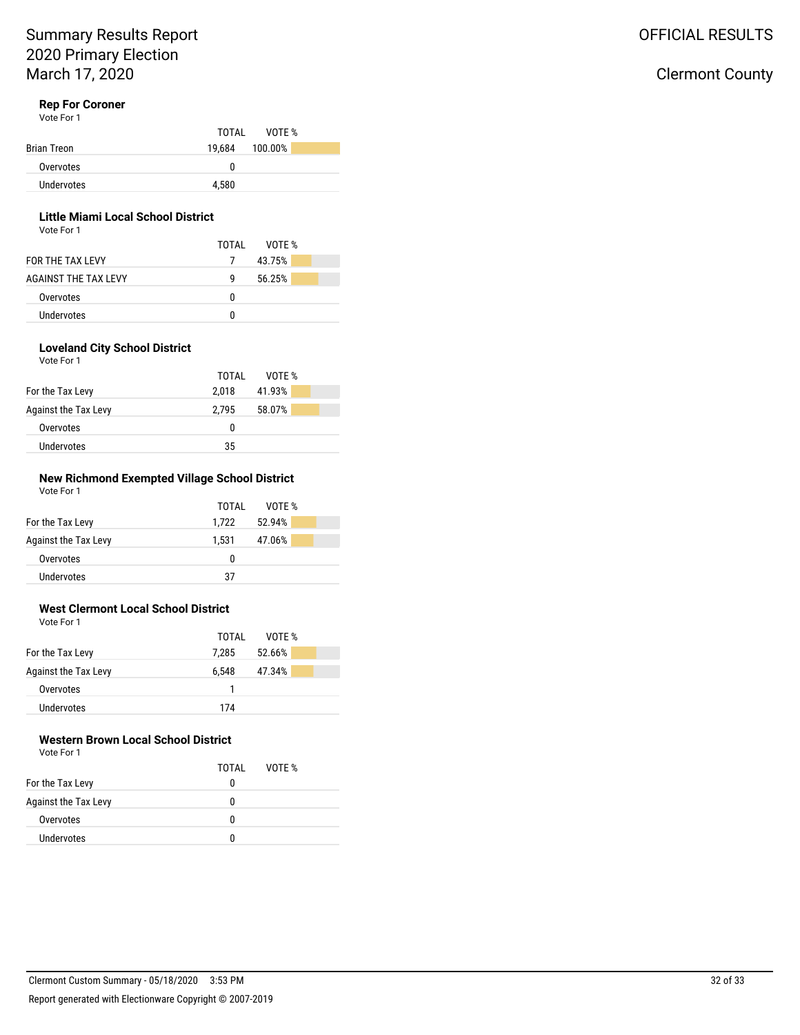# Summary Results Report
## 2020 Primary Election
## March 17, 2020

OFFICIAL RESULTS

Clermont County

### Rep For Coroner

Vote For 1

| | TOTAL | VOTE % |
|---|---|---|
| Brian Treon | 19,684 | 100.00% |
| Overvotes | 0 | |
| Undervotes | 4,580 | |

### Little Miami Local School District

Vote For 1

| | TOTAL | VOTE % |
|---|---|---|
| FOR THE TAX LEVY | 7 | 43.75% |
| AGAINST THE TAX LEVY | 9 | 56.25% |
| Overvotes | 0 | |
| Undervotes | 0 | |

### Loveland City School District

Vote For 1

| | TOTAL | VOTE % |
|---|---|---|
| For the Tax Levy | 2,018 | 41.93% |
| Against the Tax Levy | 2,795 | 58.07% |
| Overvotes | 0 | |
| Undervotes | 35 | |

### New Richmond Exempted Village School District

Vote For 1

| | TOTAL | VOTE % |
|---|---|---|
| For the Tax Levy | 1,722 | 52.94% |
| Against the Tax Levy | 1,531 | 47.06% |
| Overvotes | 0 | |
| Undervotes | 37 | |

### West Clermont Local School District

Vote For 1

| | TOTAL | VOTE % |
|---|---|---|
| For the Tax Levy | 7,285 | 52.66% |
| Against the Tax Levy | 6,548 | 47.34% |
| Overvotes | 1 | |
| Undervotes | 174 | |

### Western Brown Local School District

Vote For 1

| | TOTAL | VOTE % |
|---|---|---|
| For the Tax Levy | 0 | |
| Against the Tax Levy | 0 | |
| Overvotes | 0 | |
| Undervotes | 0 | |

Clermont Custom Summary - 05/18/2020 3:53 PM

Report generated with Electionware Copyright © 2007-2019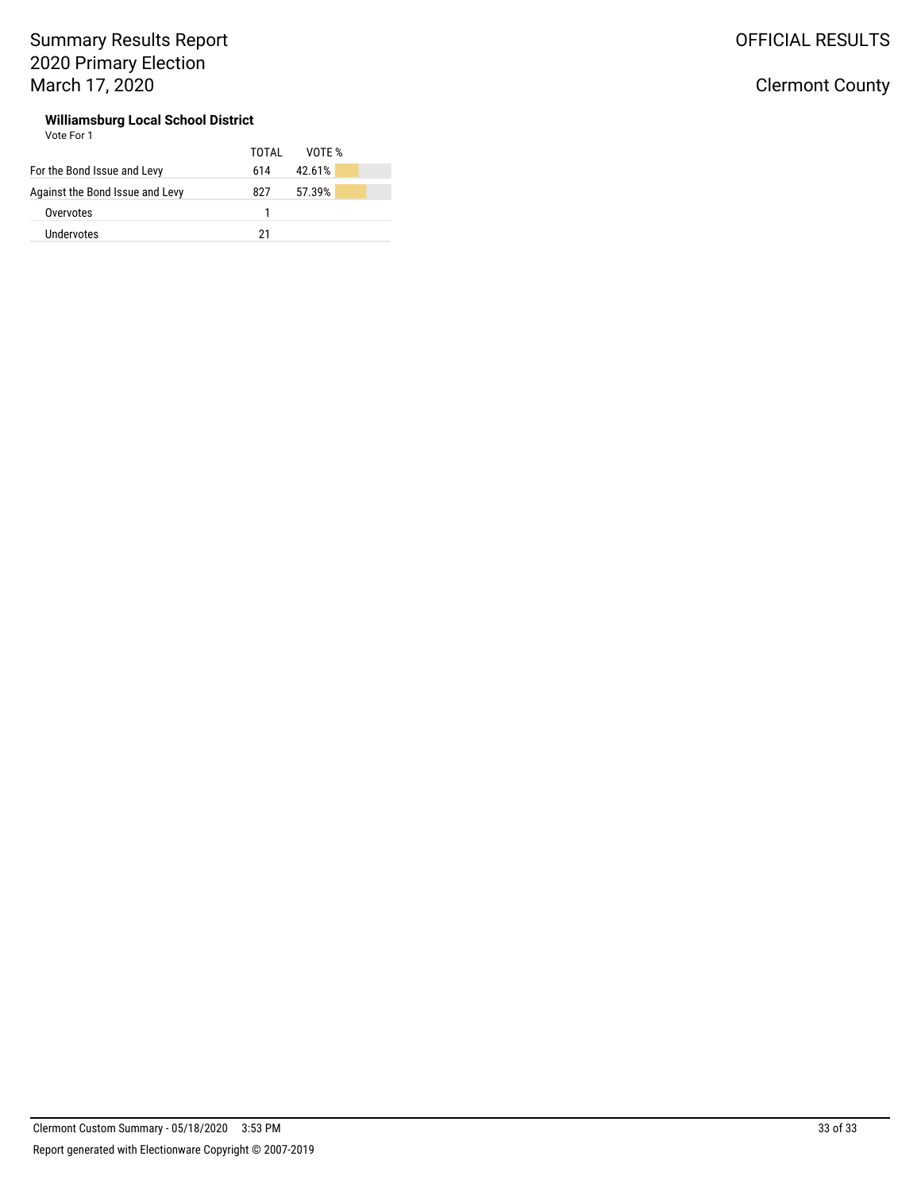### Williamsburg Local School District

Vote For 1

| | TOTAL | VOTE % |
|---|---|---|
| For the Bond Issue and Levy | 614 | 42.61% |
| Against the Bond Issue and Levy | 827 | 57.39% |
| Overvotes | 1 | |
| Undervotes | 21 | |